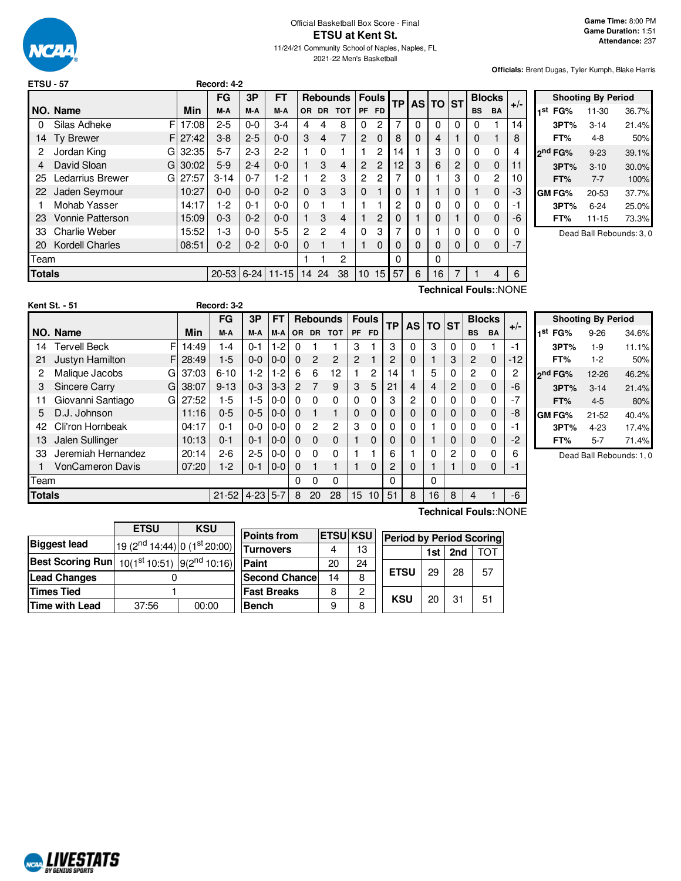Official Basketball Box Score - Final

# ETSU at Kent St.

11/24/21 Community School of Naples, Naples, FL

2021-22 Men's Basketball

**Game Time:** 8:00 PM
**Game Duration:** 1:51
**Attendance:** 237

**Officials:** Brent Dugas, Tyler Kumph, Blake Harris

**ETSU - 57** Record: 4-2

| NO. | Name | | Min | FG M-A | 3P M-A | FT M-A | OR | DR | TOT | PF | FD | TP | AS | TO | ST | BS | BA | +/- |
|---|---|---|---|---|---|---|---|---|---|---|---|---|---|---|---|---|---|---|
| 0 | Silas Adheke | F | 17:08 | 2-5 | 0-0 | 3-4 | 4 | 4 | 8 | 0 | 2 | 7 | 0 | 0 | 0 | 0 | 1 | 14 |
| 14 | Ty Brewer | F | 27:42 | 3-8 | 2-5 | 0-0 | 3 | 4 | 7 | 2 | 0 | 8 | 0 | 4 | 1 | 0 | 1 | 8 |
| 2 | Jordan King | G | 32:35 | 5-7 | 2-3 | 2-2 | 1 | 0 | 1 | 1 | 2 | 14 | 1 | 3 | 0 | 0 | 0 | 4 |
| 4 | David Sloan | G | 30:02 | 5-9 | 2-4 | 0-0 | 1 | 3 | 4 | 2 | 2 | 12 | 3 | 6 | 2 | 0 | 0 | 11 |
| 25 | Ledarrius Brewer | G | 27:57 | 3-14 | 0-7 | 1-2 | 1 | 2 | 3 | 2 | 2 | 7 | 0 | 1 | 3 | 0 | 2 | 10 |
| 22 | Jaden Seymour | | 10:27 | 0-0 | 0-0 | 0-2 | 0 | 3 | 3 | 0 | 1 | 0 | 1 | 1 | 0 | 1 | 0 | -3 |
| 1 | Mohab Yasser | | 14:17 | 1-2 | 0-1 | 0-0 | 0 | 1 | 1 | 1 | 1 | 2 | 0 | 0 | 0 | 0 | 0 | -1 |
| 23 | Vonnie Patterson | | 15:09 | 0-3 | 0-2 | 0-0 | 1 | 3 | 4 | 1 | 2 | 0 | 1 | 0 | 1 | 0 | 0 | -6 |
| 33 | Charlie Weber | | 15:52 | 1-3 | 0-0 | 5-5 | 2 | 2 | 4 | 0 | 3 | 7 | 0 | 1 | 0 | 0 | 0 | 0 |
| 20 | Kordell Charles | | 08:51 | 0-2 | 0-2 | 0-0 | 0 | 1 | 1 | 1 | 0 | 0 | 0 | 0 | 0 | 0 | 0 | -7 |
| | Team | | | | | | 1 | 1 | 2 | | | 0 | | 0 | | | | |
| | **Totals** | | | 20-53 | 6-24 | 11-15 | 14 | 24 | 38 | 10 | 15 | 57 | 6 | 16 | 7 | 1 | 4 | 6 |

**Technical Fouls:**:NONE

| Shooting By Period | | |
|---|---|---|
| 1st FG% | 11-30 | 36.7% |
| 3PT% | 3-14 | 21.4% |
| FT% | 4-8 | 50% |
| 2nd FG% | 9-23 | 39.1% |
| 3PT% | 3-10 | 30.0% |
| FT% | 7-7 | 100% |
| GM FG% | 20-53 | 37.7% |
| 3PT% | 6-24 | 25.0% |
| FT% | 11-15 | 73.3% |

Dead Ball Rebounds: 3, 0

**Kent St. - 51** Record: 3-2

| NO. | Name | | Min | FG M-A | 3P M-A | FT M-A | OR | DR | TOT | PF | FD | TP | AS | TO | ST | BS | BA | +/- |
|---|---|---|---|---|---|---|---|---|---|---|---|---|---|---|---|---|---|---|
| 14 | Tervell Beck | F | 14:49 | 1-4 | 0-1 | 1-2 | 0 | 1 | 1 | 3 | 1 | 3 | 0 | 3 | 0 | 0 | 1 | -1 |
| 21 | Justyn Hamilton | F | 28:49 | 1-5 | 0-0 | 0-0 | 0 | 2 | 2 | 2 | 1 | 2 | 0 | 1 | 3 | 2 | 0 | -12 |
| 2 | Malique Jacobs | G | 37:03 | 6-10 | 1-2 | 1-2 | 6 | 6 | 12 | 1 | 2 | 14 | 1 | 5 | 0 | 2 | 0 | 2 |
| 3 | Sincere Carry | G | 38:07 | 9-13 | 0-3 | 3-3 | 2 | 7 | 9 | 3 | 5 | 21 | 4 | 4 | 2 | 0 | 0 | -6 |
| 11 | Giovanni Santiago | G | 27:52 | 1-5 | 1-5 | 0-0 | 0 | 0 | 0 | 0 | 0 | 3 | 2 | 0 | 0 | 0 | 0 | -7 |
| 5 | D.J. Johnson | | 11:16 | 0-5 | 0-5 | 0-0 | 0 | 1 | 1 | 0 | 0 | 0 | 0 | 0 | 0 | 0 | 0 | -8 |
| 42 | Cli'ron Hornbeak | | 04:17 | 0-1 | 0-0 | 0-0 | 0 | 2 | 2 | 3 | 0 | 0 | 0 | 1 | 0 | 0 | 0 | -1 |
| 13 | Jalen Sullinger | | 10:13 | 0-1 | 0-1 | 0-0 | 0 | 0 | 0 | 1 | 0 | 0 | 0 | 1 | 0 | 0 | 0 | -2 |
| 33 | Jeremiah Hernandez | | 20:14 | 2-6 | 2-5 | 0-0 | 0 | 0 | 0 | 1 | 1 | 6 | 1 | 0 | 2 | 0 | 0 | 6 |
| 1 | VonCameron Davis | | 07:20 | 1-2 | 0-1 | 0-0 | 0 | 1 | 1 | 1 | 0 | 2 | 0 | 1 | 1 | 0 | 0 | -1 |
| | Team | | | | | | 0 | 0 | 0 | | | 0 | | 0 | | | | |
| | **Totals** | | | 21-52 | 4-23 | 5-7 | 8 | 20 | 28 | 15 | 10 | 51 | 8 | 16 | 8 | 4 | 1 | -6 |

**Technical Fouls:**:NONE

| Shooting By Period | | |
|---|---|---|
| 1st FG% | 9-26 | 34.6% |
| 3PT% | 1-9 | 11.1% |
| FT% | 1-2 | 50% |
| 2nd FG% | 12-26 | 46.2% |
| 3PT% | 3-14 | 21.4% |
| FT% | 4-5 | 80% |
| GM FG% | 21-52 | 40.4% |
| 3PT% | 4-23 | 17.4% |
| FT% | 5-7 | 71.4% |

Dead Ball Rebounds: 1, 0

| | ETSU | KSU |
|---|---|---|
| Biggest lead | 19 (2nd 14:44) | 0 (1st 20:00) |
| Best Scoring Run | 10(1st 10:51) | 9(2nd 10:16) |
| Lead Changes | 0 | |
| Times Tied | 1 | |
| Time with Lead | 37:56 | 00:00 |

| Points from | ETSU | KSU |
|---|---|---|
| Turnovers | 4 | 13 |
| Paint | 20 | 24 |
| Second Chance | 14 | 8 |
| Fast Breaks | 8 | 2 |
| Bench | 9 | 8 |

| Period by Period Scoring | 1st | 2nd | TOT |
|---|---|---|---|
| ETSU | 29 | 28 | 57 |
| KSU | 20 | 31 | 51 |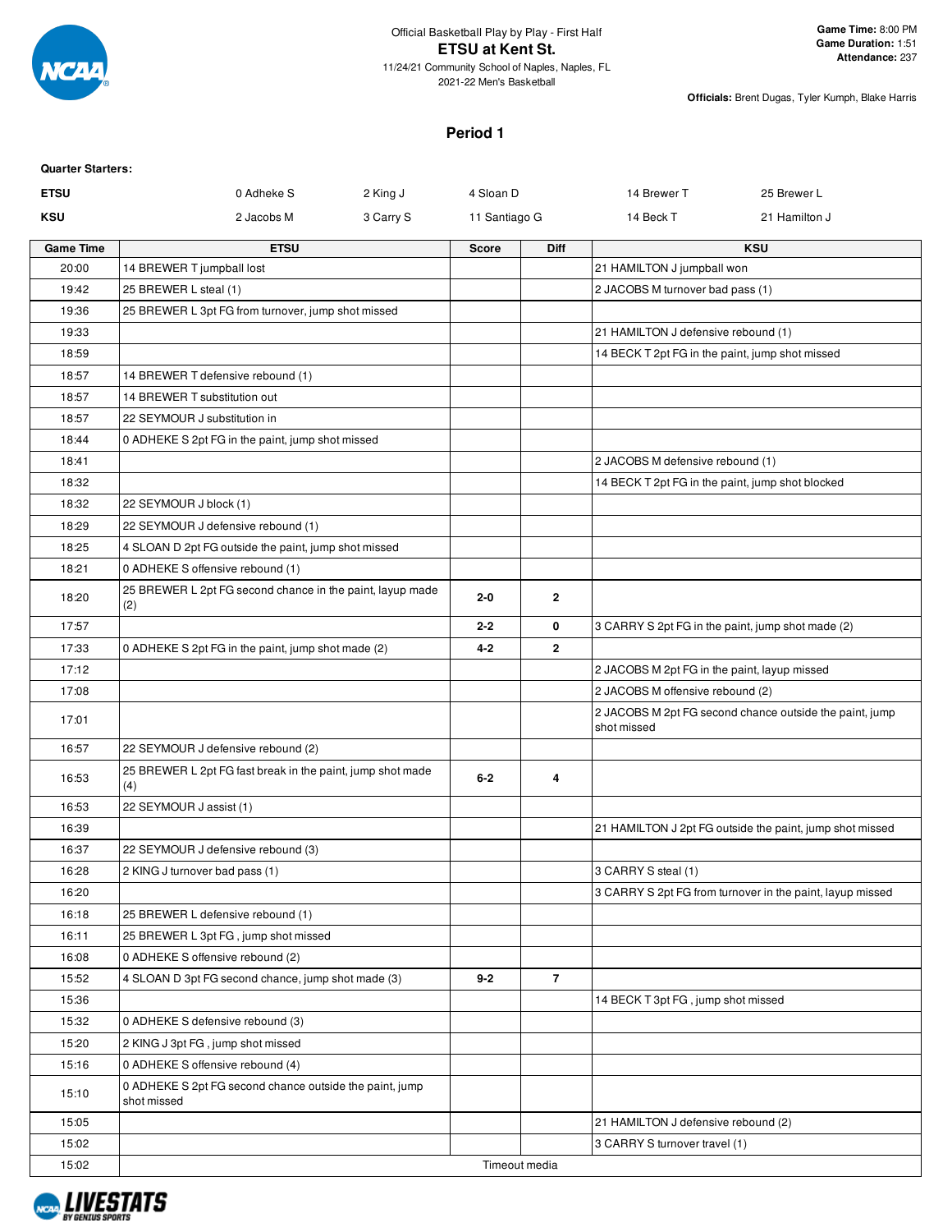Official Basketball Play by Play - First Half

# ETSU at Kent St.

11/24/21 Community School of Naples, Naples, FL
2021-22 Men's Basketball

**Game Time:** 8:00 PM
**Game Duration:** 1:51
**Attendance:** 237

**Officials:** Brent Dugas, Tyler Kumph, Blake Harris

## Period 1

**Quarter Starters:**

| | | | | | |
|---|---|---|---|---|---|
| **ETSU** | 0 Adheke S | 2 King J | 4 Sloan D | 14 Brewer T | 25 Brewer L |
| **KSU** | 2 Jacobs M | 3 Carry S | 11 Santiago G | 14 Beck T | 21 Hamilton J |

| Game Time | ETSU | Score | Diff | KSU |
|---|---|---|---|---|
| 20:00 | 14 BREWER T jumpball lost | | | 21 HAMILTON J jumpball won |
| 19:42 | 25 BREWER L steal (1) | | | 2 JACOBS M turnover bad pass (1) |
| 19:36 | 25 BREWER L 3pt FG from turnover, jump shot missed | | | |
| 19:33 | | | | 21 HAMILTON J defensive rebound (1) |
| 18:59 | | | | 14 BECK T 2pt FG in the paint, jump shot missed |
| 18:57 | 14 BREWER T defensive rebound (1) | | | |
| 18:57 | 14 BREWER T substitution out | | | |
| 18:57 | 22 SEYMOUR J substitution in | | | |
| 18:44 | 0 ADHEKE S 2pt FG in the paint, jump shot missed | | | |
| 18:41 | | | | 2 JACOBS M defensive rebound (1) |
| 18:32 | | | | 14 BECK T 2pt FG in the paint, jump shot blocked |
| 18:32 | 22 SEYMOUR J block (1) | | | |
| 18:29 | 22 SEYMOUR J defensive rebound (1) | | | |
| 18:25 | 4 SLOAN D 2pt FG outside the paint, jump shot missed | | | |
| 18:21 | 0 ADHEKE S offensive rebound (1) | | | |
| 18:20 | 25 BREWER L 2pt FG second chance in the paint, layup made (2) | 2-0 | 2 | |
| 17:57 | | 2-2 | 0 | 3 CARRY S 2pt FG in the paint, jump shot made (2) |
| 17:33 | 0 ADHEKE S 2pt FG in the paint, jump shot made (2) | 4-2 | 2 | |
| 17:12 | | | | 2 JACOBS M 2pt FG in the paint, layup missed |
| 17:08 | | | | 2 JACOBS M offensive rebound (2) |
| 17:01 | | | | 2 JACOBS M 2pt FG second chance outside the paint, jump shot missed |
| 16:57 | 22 SEYMOUR J defensive rebound (2) | | | |
| 16:53 | 25 BREWER L 2pt FG fast break in the paint, jump shot made (4) | 6-2 | 4 | |
| 16:53 | 22 SEYMOUR J assist (1) | | | |
| 16:39 | | | | 21 HAMILTON J 2pt FG outside the paint, jump shot missed |
| 16:37 | 22 SEYMOUR J defensive rebound (3) | | | |
| 16:28 | 2 KING J turnover bad pass (1) | | | 3 CARRY S steal (1) |
| 16:20 | | | | 3 CARRY S 2pt FG from turnover in the paint, layup missed |
| 16:18 | 25 BREWER L defensive rebound (1) | | | |
| 16:11 | 25 BREWER L 3pt FG , jump shot missed | | | |
| 16:08 | 0 ADHEKE S offensive rebound (2) | | | |
| 15:52 | 4 SLOAN D 3pt FG second chance, jump shot made (3) | 9-2 | 7 | |
| 15:36 | | | | 14 BECK T 3pt FG , jump shot missed |
| 15:32 | 0 ADHEKE S defensive rebound (3) | | | |
| 15:20 | 2 KING J 3pt FG , jump shot missed | | | |
| 15:16 | 0 ADHEKE S offensive rebound (4) | | | |
| 15:10 | 0 ADHEKE S 2pt FG second chance outside the paint, jump shot missed | | | |
| 15:05 | | | | 21 HAMILTON J defensive rebound (2) |
| 15:02 | | | | 3 CARRY S turnover travel (1) |
| 15:02 | Timeout media | | | |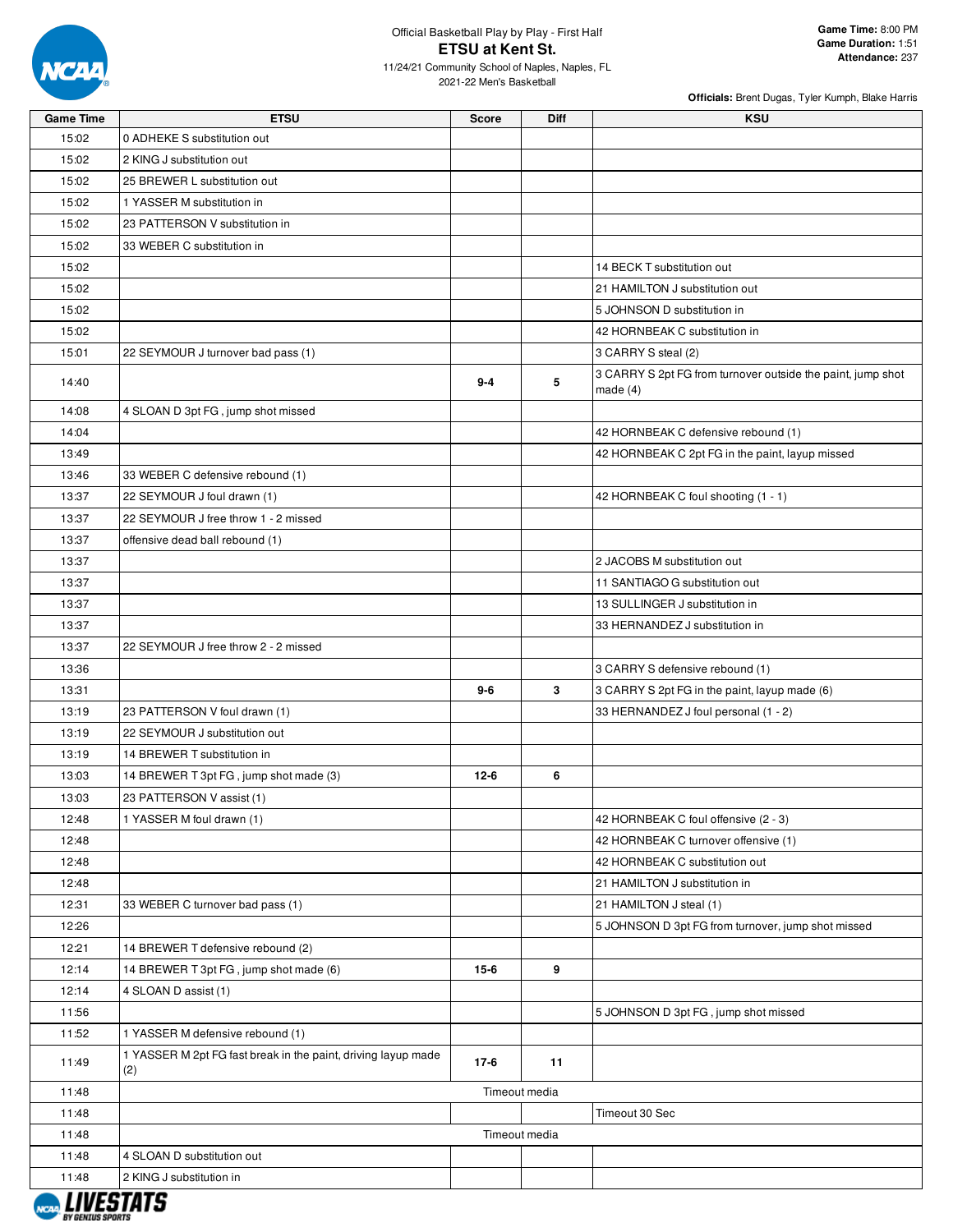Official Basketball Play by Play - First Half

# ETSU at Kent St.

11/24/21 Community School of Naples, Naples, FL
2021-22 Men's Basketball

**Game Time:** 8:00 PM
**Game Duration:** 1:51
**Attendance:** 237

**Officials:** Brent Dugas, Tyler Kumph, Blake Harris

| Game Time | ETSU | Score | Diff | KSU |
|---|---|---|---|---|
| 15:02 | 0 ADHEKE S substitution out | | | |
| 15:02 | 2 KING J substitution out | | | |
| 15:02 | 25 BREWER L substitution out | | | |
| 15:02 | 1 YASSER M substitution in | | | |
| 15:02 | 23 PATTERSON V substitution in | | | |
| 15:02 | 33 WEBER C substitution in | | | |
| 15:02 | | | | 14 BECK T substitution out |
| 15:02 | | | | 21 HAMILTON J substitution out |
| 15:02 | | | | 5 JOHNSON D substitution in |
| 15:02 | | | | 42 HORNBEAK C substitution in |
| 15:01 | 22 SEYMOUR J turnover bad pass (1) | | | 3 CARRY S steal (2) |
| 14:40 | | 9-4 | 5 | 3 CARRY S 2pt FG from turnover outside the paint, jump shot made (4) |
| 14:08 | 4 SLOAN D 3pt FG , jump shot missed | | | |
| 14:04 | | | | 42 HORNBEAK C defensive rebound (1) |
| 13:49 | | | | 42 HORNBEAK C 2pt FG in the paint, layup missed |
| 13:46 | 33 WEBER C defensive rebound (1) | | | |
| 13:37 | 22 SEYMOUR J foul drawn (1) | | | 42 HORNBEAK C foul shooting (1 - 1) |
| 13:37 | 22 SEYMOUR J free throw 1 - 2 missed | | | |
| 13:37 | offensive dead ball rebound (1) | | | |
| 13:37 | | | | 2 JACOBS M substitution out |
| 13:37 | | | | 11 SANTIAGO G substitution out |
| 13:37 | | | | 13 SULLINGER J substitution in |
| 13:37 | | | | 33 HERNANDEZ J substitution in |
| 13:37 | 22 SEYMOUR J free throw 2 - 2 missed | | | |
| 13:36 | | | | 3 CARRY S defensive rebound (1) |
| 13:31 | | 9-6 | 3 | 3 CARRY S 2pt FG in the paint, layup made (6) |
| 13:19 | 23 PATTERSON V foul drawn (1) | | | 33 HERNANDEZ J foul personal (1 - 2) |
| 13:19 | 22 SEYMOUR J substitution out | | | |
| 13:19 | 14 BREWER T substitution in | | | |
| 13:03 | 14 BREWER T 3pt FG , jump shot made (3) | 12-6 | 6 | |
| 13:03 | 23 PATTERSON V assist (1) | | | |
| 12:48 | 1 YASSER M foul drawn (1) | | | 42 HORNBEAK C foul offensive (2 - 3) |
| 12:48 | | | | 42 HORNBEAK C turnover offensive (1) |
| 12:48 | | | | 42 HORNBEAK C substitution out |
| 12:48 | | | | 21 HAMILTON J substitution in |
| 12:31 | 33 WEBER C turnover bad pass (1) | | | 21 HAMILTON J steal (1) |
| 12:26 | | | | 5 JOHNSON D 3pt FG from turnover, jump shot missed |
| 12:21 | 14 BREWER T defensive rebound (2) | | | |
| 12:14 | 14 BREWER T 3pt FG , jump shot made (6) | 15-6 | 9 | |
| 12:14 | 4 SLOAN D assist (1) | | | |
| 11:56 | | | | 5 JOHNSON D 3pt FG , jump shot missed |
| 11:52 | 1 YASSER M defensive rebound (1) | | | |
| 11:49 | 1 YASSER M 2pt FG fast break in the paint, driving layup made (2) | 17-6 | 11 | |
| 11:48 | Timeout media | | | |
| 11:48 | | | | Timeout 30 Sec |
| 11:48 | Timeout media | | | |
| 11:48 | 4 SLOAN D substitution out | | | |
| 11:48 | 2 KING J substitution in | | | |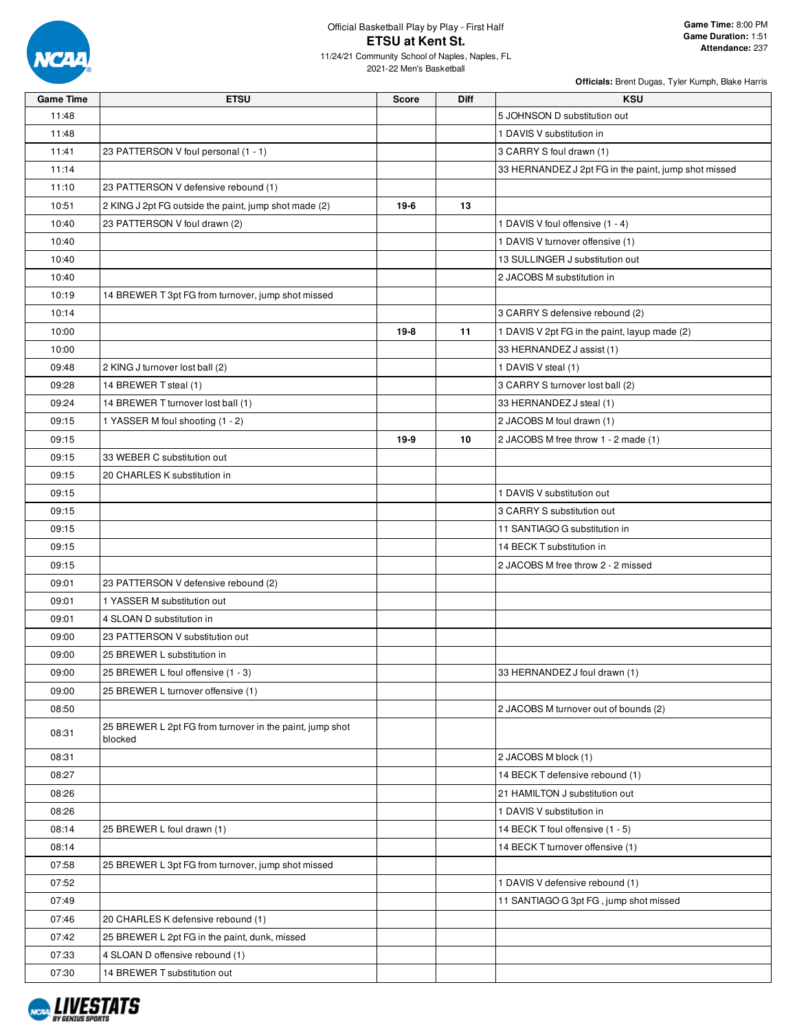Official Basketball Play by Play - First Half

# ETSU at Kent St.

11/24/21 Community School of Naples, Naples, FL
2021-22 Men's Basketball

**Game Time:** 8:00 PM
**Game Duration:** 1:51
**Attendance:** 237

**Officials:** Brent Dugas, Tyler Kumph, Blake Harris

| Game Time | ETSU | Score | Diff | KSU |
|---|---|---|---|---|
| 11:48 | | | | 5 JOHNSON D substitution out |
| 11:48 | | | | 1 DAVIS V substitution in |
| 11:41 | 23 PATTERSON V foul personal (1 - 1) | | | 3 CARRY S foul drawn (1) |
| 11:14 | | | | 33 HERNANDEZ J 2pt FG in the paint, jump shot missed |
| 11:10 | 23 PATTERSON V defensive rebound (1) | | | |
| 10:51 | 2 KING J 2pt FG outside the paint, jump shot made (2) | 19-6 | 13 | |
| 10:40 | 23 PATTERSON V foul drawn (2) | | | 1 DAVIS V foul offensive (1 - 4) |
| 10:40 | | | | 1 DAVIS V turnover offensive (1) |
| 10:40 | | | | 13 SULLINGER J substitution out |
| 10:40 | | | | 2 JACOBS M substitution in |
| 10:19 | 14 BREWER T 3pt FG from turnover, jump shot missed | | | |
| 10:14 | | | | 3 CARRY S defensive rebound (2) |
| 10:00 | | 19-8 | 11 | 1 DAVIS V 2pt FG in the paint, layup made (2) |
| 10:00 | | | | 33 HERNANDEZ J assist (1) |
| 09:48 | 2 KING J turnover lost ball (2) | | | 1 DAVIS V steal (1) |
| 09:28 | 14 BREWER T steal (1) | | | 3 CARRY S turnover lost ball (2) |
| 09:24 | 14 BREWER T turnover lost ball (1) | | | 33 HERNANDEZ J steal (1) |
| 09:15 | 1 YASSER M foul shooting (1 - 2) | | | 2 JACOBS M foul drawn (1) |
| 09:15 | | 19-9 | 10 | 2 JACOBS M free throw 1 - 2 made (1) |
| 09:15 | 33 WEBER C substitution out | | | |
| 09:15 | 20 CHARLES K substitution in | | | |
| 09:15 | | | | 1 DAVIS V substitution out |
| 09:15 | | | | 3 CARRY S substitution out |
| 09:15 | | | | 11 SANTIAGO G substitution in |
| 09:15 | | | | 14 BECK T substitution in |
| 09:15 | | | | 2 JACOBS M free throw 2 - 2 missed |
| 09:01 | 23 PATTERSON V defensive rebound (2) | | | |
| 09:01 | 1 YASSER M substitution out | | | |
| 09:01 | 4 SLOAN D substitution in | | | |
| 09:00 | 23 PATTERSON V substitution out | | | |
| 09:00 | 25 BREWER L substitution in | | | |
| 09:00 | 25 BREWER L foul offensive (1 - 3) | | | 33 HERNANDEZ J foul drawn (1) |
| 09:00 | 25 BREWER L turnover offensive (1) | | | |
| 08:50 | | | | 2 JACOBS M turnover out of bounds (2) |
| 08:31 | 25 BREWER L 2pt FG from turnover in the paint, jump shot blocked | | | |
| 08:31 | | | | 2 JACOBS M block (1) |
| 08:27 | | | | 14 BECK T defensive rebound (1) |
| 08:26 | | | | 21 HAMILTON J substitution out |
| 08:26 | | | | 1 DAVIS V substitution in |
| 08:14 | 25 BREWER L foul drawn (1) | | | 14 BECK T foul offensive (1 - 5) |
| 08:14 | | | | 14 BECK T turnover offensive (1) |
| 07:58 | 25 BREWER L 3pt FG from turnover, jump shot missed | | | |
| 07:52 | | | | 1 DAVIS V defensive rebound (1) |
| 07:49 | | | | 11 SANTIAGO G 3pt FG , jump shot missed |
| 07:46 | 20 CHARLES K defensive rebound (1) | | | |
| 07:42 | 25 BREWER L 2pt FG in the paint, dunk, missed | | | |
| 07:33 | 4 SLOAN D offensive rebound (1) | | | |
| 07:30 | 14 BREWER T substitution out | | | |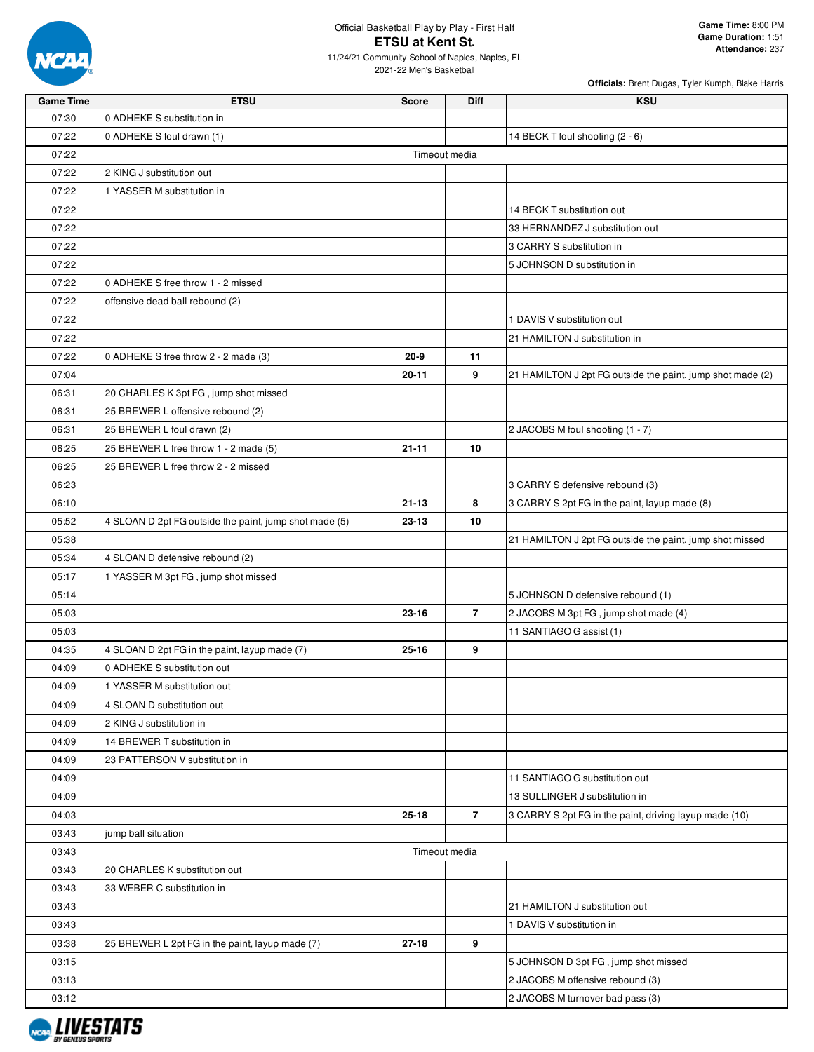Official Basketball Play by Play - First Half

# ETSU at Kent St.

11/24/21 Community School of Naples, Naples, FL
2021-22 Men's Basketball

**Game Time:** 8:00 PM
**Game Duration:** 1:51
**Attendance:** 237

**Officials:** Brent Dugas, Tyler Kumph, Blake Harris

| Game Time | ETSU | Score | Diff | KSU |
|---|---|---|---|---|
| 07:30 | 0 ADHEKE S substitution in | | | |
| 07:22 | 0 ADHEKE S foul drawn (1) | | | 14 BECK T foul shooting (2 - 6) |
| 07:22 | Timeout media | | | |
| 07:22 | 2 KING J substitution out | | | |
| 07:22 | 1 YASSER M substitution in | | | |
| 07:22 | | | | 14 BECK T substitution out |
| 07:22 | | | | 33 HERNANDEZ J substitution out |
| 07:22 | | | | 3 CARRY S substitution in |
| 07:22 | | | | 5 JOHNSON D substitution in |
| 07:22 | 0 ADHEKE S free throw 1 - 2 missed | | | |
| 07:22 | offensive dead ball rebound (2) | | | |
| 07:22 | | | | 1 DAVIS V substitution out |
| 07:22 | | | | 21 HAMILTON J substitution in |
| 07:22 | 0 ADHEKE S free throw 2 - 2 made (3) | 20-9 | 11 | |
| 07:04 | | 20-11 | 9 | 21 HAMILTON J 2pt FG outside the paint, jump shot made (2) |
| 06:31 | 20 CHARLES K 3pt FG , jump shot missed | | | |
| 06:31 | 25 BREWER L offensive rebound (2) | | | |
| 06:31 | 25 BREWER L foul drawn (2) | | | 2 JACOBS M foul shooting (1 - 7) |
| 06:25 | 25 BREWER L free throw 1 - 2 made (5) | 21-11 | 10 | |
| 06:25 | 25 BREWER L free throw 2 - 2 missed | | | |
| 06:23 | | | | 3 CARRY S defensive rebound (3) |
| 06:10 | | 21-13 | 8 | 3 CARRY S 2pt FG in the paint, layup made (8) |
| 05:52 | 4 SLOAN D 2pt FG outside the paint, jump shot made (5) | 23-13 | 10 | |
| 05:38 | | | | 21 HAMILTON J 2pt FG outside the paint, jump shot missed |
| 05:34 | 4 SLOAN D defensive rebound (2) | | | |
| 05:17 | 1 YASSER M 3pt FG , jump shot missed | | | |
| 05:14 | | | | 5 JOHNSON D defensive rebound (1) |
| 05:03 | | 23-16 | 7 | 2 JACOBS M 3pt FG , jump shot made (4) |
| 05:03 | | | | 11 SANTIAGO G assist (1) |
| 04:35 | 4 SLOAN D 2pt FG in the paint, layup made (7) | 25-16 | 9 | |
| 04:09 | 0 ADHEKE S substitution out | | | |
| 04:09 | 1 YASSER M substitution out | | | |
| 04:09 | 4 SLOAN D substitution out | | | |
| 04:09 | 2 KING J substitution in | | | |
| 04:09 | 14 BREWER T substitution in | | | |
| 04:09 | 23 PATTERSON V substitution in | | | |
| 04:09 | | | | 11 SANTIAGO G substitution out |
| 04:09 | | | | 13 SULLINGER J substitution in |
| 04:03 | | 25-18 | 7 | 3 CARRY S 2pt FG in the paint, driving layup made (10) |
| 03:43 | jump ball situation | | | |
| 03:43 | Timeout media | | | |
| 03:43 | 20 CHARLES K substitution out | | | |
| 03:43 | 33 WEBER C substitution in | | | |
| 03:43 | | | | 21 HAMILTON J substitution out |
| 03:43 | | | | 1 DAVIS V substitution in |
| 03:38 | 25 BREWER L 2pt FG in the paint, layup made (7) | 27-18 | 9 | |
| 03:15 | | | | 5 JOHNSON D 3pt FG , jump shot missed |
| 03:13 | | | | 2 JACOBS M offensive rebound (3) |
| 03:12 | | | | 2 JACOBS M turnover bad pass (3) |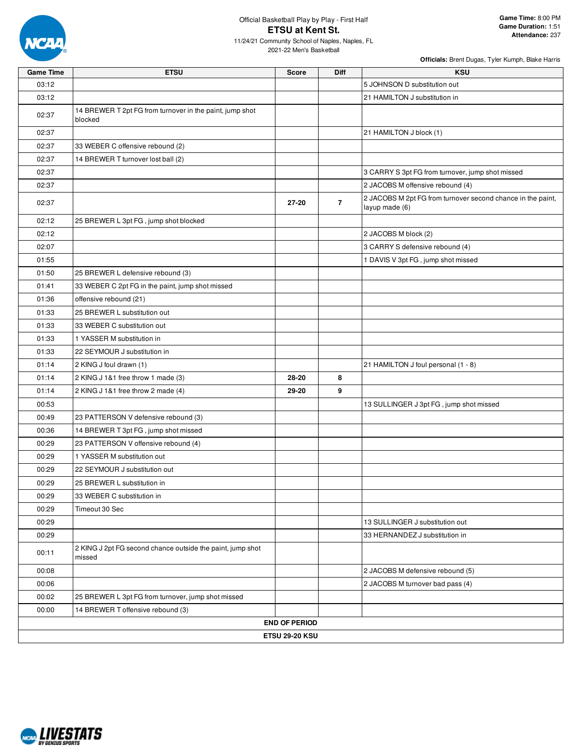Official Basketball Play by Play - First Half

# ETSU at Kent St.

11/24/21 Community School of Naples, Naples, FL
2021-22 Men's Basketball

**Game Time:** 8:00 PM
**Game Duration:** 1:51
**Attendance:** 237

**Officials:** Brent Dugas, Tyler Kumph, Blake Harris

| Game Time | ETSU | Score | Diff | KSU |
|---|---|---|---|---|
| 03:12 | | | | 5 JOHNSON D substitution out |
| 03:12 | | | | 21 HAMILTON J substitution in |
| 02:37 | 14 BREWER T 2pt FG from turnover in the paint, jump shot blocked | | | |
| 02:37 | | | | 21 HAMILTON J block (1) |
| 02:37 | 33 WEBER C offensive rebound (2) | | | |
| 02:37 | 14 BREWER T turnover lost ball (2) | | | |
| 02:37 | | | | 3 CARRY S 3pt FG from turnover, jump shot missed |
| 02:37 | | | | 2 JACOBS M offensive rebound (4) |
| 02:37 | | 27-20 | 7 | 2 JACOBS M 2pt FG from turnover second chance in the paint, layup made (6) |
| 02:12 | 25 BREWER L 3pt FG , jump shot blocked | | | |
| 02:12 | | | | 2 JACOBS M block (2) |
| 02:07 | | | | 3 CARRY S defensive rebound (4) |
| 01:55 | | | | 1 DAVIS V 3pt FG , jump shot missed |
| 01:50 | 25 BREWER L defensive rebound (3) | | | |
| 01:41 | 33 WEBER C 2pt FG in the paint, jump shot missed | | | |
| 01:36 | offensive rebound (21) | | | |
| 01:33 | 25 BREWER L substitution out | | | |
| 01:33 | 33 WEBER C substitution out | | | |
| 01:33 | 1 YASSER M substitution in | | | |
| 01:33 | 22 SEYMOUR J substitution in | | | |
| 01:14 | 2 KING J foul drawn (1) | | | 21 HAMILTON J foul personal (1 - 8) |
| 01:14 | 2 KING J 1&1 free throw 1 made (3) | 28-20 | 8 | |
| 01:14 | 2 KING J 1&1 free throw 2 made (4) | 29-20 | 9 | |
| 00:53 | | | | 13 SULLINGER J 3pt FG , jump shot missed |
| 00:49 | 23 PATTERSON V defensive rebound (3) | | | |
| 00:36 | 14 BREWER T 3pt FG , jump shot missed | | | |
| 00:29 | 23 PATTERSON V offensive rebound (4) | | | |
| 00:29 | 1 YASSER M substitution out | | | |
| 00:29 | 22 SEYMOUR J substitution out | | | |
| 00:29 | 25 BREWER L substitution in | | | |
| 00:29 | 33 WEBER C substitution in | | | |
| 00:29 | Timeout 30 Sec | | | |
| 00:29 | | | | 13 SULLINGER J substitution out |
| 00:29 | | | | 33 HERNANDEZ J substitution in |
| 00:11 | 2 KING J 2pt FG second chance outside the paint, jump shot missed | | | |
| 00:08 | | | | 2 JACOBS M defensive rebound (5) |
| 00:06 | | | | 2 JACOBS M turnover bad pass (4) |
| 00:02 | 25 BREWER L 3pt FG from turnover, jump shot missed | | | |
| 00:00 | 14 BREWER T offensive rebound (3) | | | |
| **END OF PERIOD** | | | | |
| **ETSU 29-20 KSU** | | | | |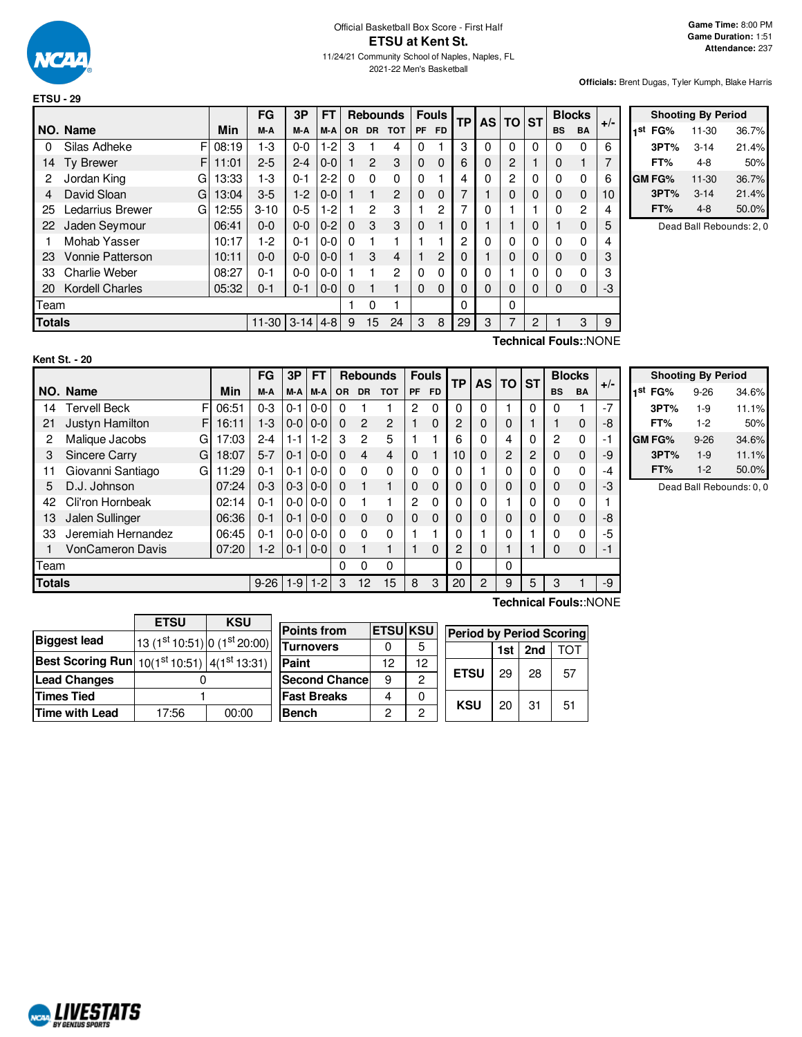Official Basketball Box Score - First Half

# ETSU at Kent St.

11/24/21 Community School of Naples, Naples, FL

2021-22 Men's Basketball

**Game Time:** 8:00 PM
**Game Duration:** 1:51
**Attendance:** 237

**Officials:** Brent Dugas, Tyler Kumph, Blake Harris

## ETSU - 29

| NO. | Name | | Min | FG M-A | 3P M-A | FT M-A | OR | DR | TOT | PF | FD | TP | AS | TO | ST | BS | BA | +/- |
|---|---|---|---|---|---|---|---|---|---|---|---|---|---|---|---|---|---|---|
| 0 | Silas Adheke | F | 08:19 | 1-3 | 0-0 | 1-2 | 3 | 1 | 4 | 0 | 1 | 3 | 0 | 0 | 0 | 0 | 0 | 6 |
| 14 | Ty Brewer | F | 11:01 | 2-5 | 2-4 | 0-0 | 1 | 2 | 3 | 0 | 0 | 6 | 0 | 2 | 1 | 0 | 1 | 7 |
| 2 | Jordan King | G | 13:33 | 1-3 | 0-1 | 2-2 | 0 | 0 | 0 | 0 | 1 | 4 | 0 | 2 | 0 | 0 | 0 | 6 |
| 4 | David Sloan | G | 13:04 | 3-5 | 1-2 | 0-0 | 1 | 1 | 2 | 0 | 0 | 7 | 1 | 0 | 0 | 0 | 0 | 10 |
| 25 | Ledarrius Brewer | G | 12:55 | 3-10 | 0-5 | 1-2 | 1 | 2 | 3 | 1 | 2 | 7 | 0 | 1 | 1 | 0 | 2 | 4 |
| 22 | Jaden Seymour | | 06:41 | 0-0 | 0-0 | 0-2 | 0 | 3 | 3 | 0 | 1 | 0 | 1 | 1 | 0 | 1 | 0 | 5 |
| 1 | Mohab Yasser | | 10:17 | 1-2 | 0-1 | 0-0 | 0 | 1 | 1 | 1 | 1 | 2 | 0 | 0 | 0 | 0 | 0 | 4 |
| 23 | Vonnie Patterson | | 10:11 | 0-0 | 0-0 | 0-0 | 1 | 3 | 4 | 1 | 2 | 0 | 1 | 0 | 0 | 0 | 0 | 3 |
| 33 | Charlie Weber | | 08:27 | 0-1 | 0-0 | 0-0 | 1 | 1 | 2 | 0 | 0 | 0 | 0 | 1 | 0 | 0 | 0 | 3 |
| 20 | Kordell Charles | | 05:32 | 0-1 | 0-1 | 0-0 | 0 | 1 | 1 | 0 | 0 | 0 | 0 | 0 | 0 | 0 | 0 | -3 |
| Team | | | | | | | 1 | 0 | 1 | | | 0 | | 0 | | | | |
| **Totals** | | | | 11-30 | 3-14 | 4-8 | 9 | 15 | 24 | 3 | 8 | 29 | 3 | 7 | 2 | 1 | 3 | 9 |

Technical Fouls::NONE

| Shooting By Period | | |
|---|---|---|
| 1st FG% | 11-30 | 36.7% |
| 3PT% | 3-14 | 21.4% |
| FT% | 4-8 | 50% |
| GM FG% | 11-30 | 36.7% |
| 3PT% | 3-14 | 21.4% |
| FT% | 4-8 | 50.0% |

Dead Ball Rebounds: 2, 0

## Kent St. - 20

| NO. | Name | | Min | FG M-A | 3P M-A | FT M-A | OR | DR | TOT | PF | FD | TP | AS | TO | ST | BS | BA | +/- |
|---|---|---|---|---|---|---|---|---|---|---|---|---|---|---|---|---|---|---|
| 14 | Tervell Beck | F | 06:51 | 0-3 | 0-1 | 0-0 | 0 | 1 | 1 | 2 | 0 | 0 | 0 | 1 | 0 | 0 | 1 | -7 |
| 21 | Justyn Hamilton | F | 16:11 | 1-3 | 0-0 | 0-0 | 0 | 2 | 2 | 1 | 0 | 2 | 0 | 0 | 1 | 1 | 0 | -8 |
| 2 | Malique Jacobs | G | 17:03 | 2-4 | 1-1 | 1-2 | 3 | 2 | 5 | 1 | 1 | 6 | 0 | 4 | 0 | 2 | 0 | -1 |
| 3 | Sincere Carry | G | 18:07 | 5-7 | 0-1 | 0-0 | 0 | 4 | 4 | 0 | 1 | 10 | 0 | 2 | 2 | 0 | 0 | -9 |
| 11 | Giovanni Santiago | G | 11:29 | 0-1 | 0-1 | 0-0 | 0 | 0 | 0 | 0 | 0 | 0 | 1 | 0 | 0 | 0 | 0 | -4 |
| 5 | D.J. Johnson | | 07:24 | 0-3 | 0-3 | 0-0 | 0 | 1 | 1 | 0 | 0 | 0 | 0 | 0 | 0 | 0 | 0 | -3 |
| 42 | Cli'ron Hornbeak | | 02:14 | 0-1 | 0-0 | 0-0 | 0 | 1 | 1 | 2 | 0 | 0 | 0 | 1 | 0 | 0 | 0 | 1 |
| 13 | Jalen Sullinger | | 06:36 | 0-1 | 0-1 | 0-0 | 0 | 0 | 0 | 0 | 0 | 0 | 0 | 0 | 0 | 0 | 0 | -8 |
| 33 | Jeremiah Hernandez | | 06:45 | 0-1 | 0-0 | 0-0 | 0 | 0 | 0 | 1 | 1 | 0 | 1 | 0 | 1 | 0 | 0 | -5 |
| 1 | VonCameron Davis | | 07:20 | 1-2 | 0-1 | 0-0 | 0 | 1 | 1 | 1 | 0 | 2 | 0 | 1 | 1 | 0 | 0 | -1 |
| Team | | | | | | | 0 | 0 | 0 | | | 0 | | 0 | | | | |
| **Totals** | | | | 9-26 | 1-9 | 1-2 | 3 | 12 | 15 | 8 | 3 | 20 | 2 | 9 | 5 | 3 | 1 | -9 |

Technical Fouls::NONE

| Shooting By Period | | |
|---|---|---|
| 1st FG% | 9-26 | 34.6% |
| 3PT% | 1-9 | 11.1% |
| FT% | 1-2 | 50% |
| GM FG% | 9-26 | 34.6% |
| 3PT% | 1-9 | 11.1% |
| FT% | 1-2 | 50.0% |

Dead Ball Rebounds: 0, 0

| | ETSU | KSU |
|---|---|---|
| Biggest lead | 13 (1st 10:51) | 0 (1st 20:00) |
| Best Scoring Run | 10(1st 10:51) | 4(1st 13:31) |
| Lead Changes | 0 | |
| Times Tied | 1 | |
| Time with Lead | 17:56 | 00:00 |

| Points from | ETSU | KSU |
|---|---|---|
| Turnovers | 0 | 5 |
| Paint | 12 | 12 |
| Second Chance | 9 | 2 |
| Fast Breaks | 4 | 0 |
| Bench | 2 | 2 |

| Period by Period Scoring | 1st | 2nd | TOT |
|---|---|---|---|
| ETSU | 29 | 28 | 57 |
| KSU | 20 | 31 | 51 |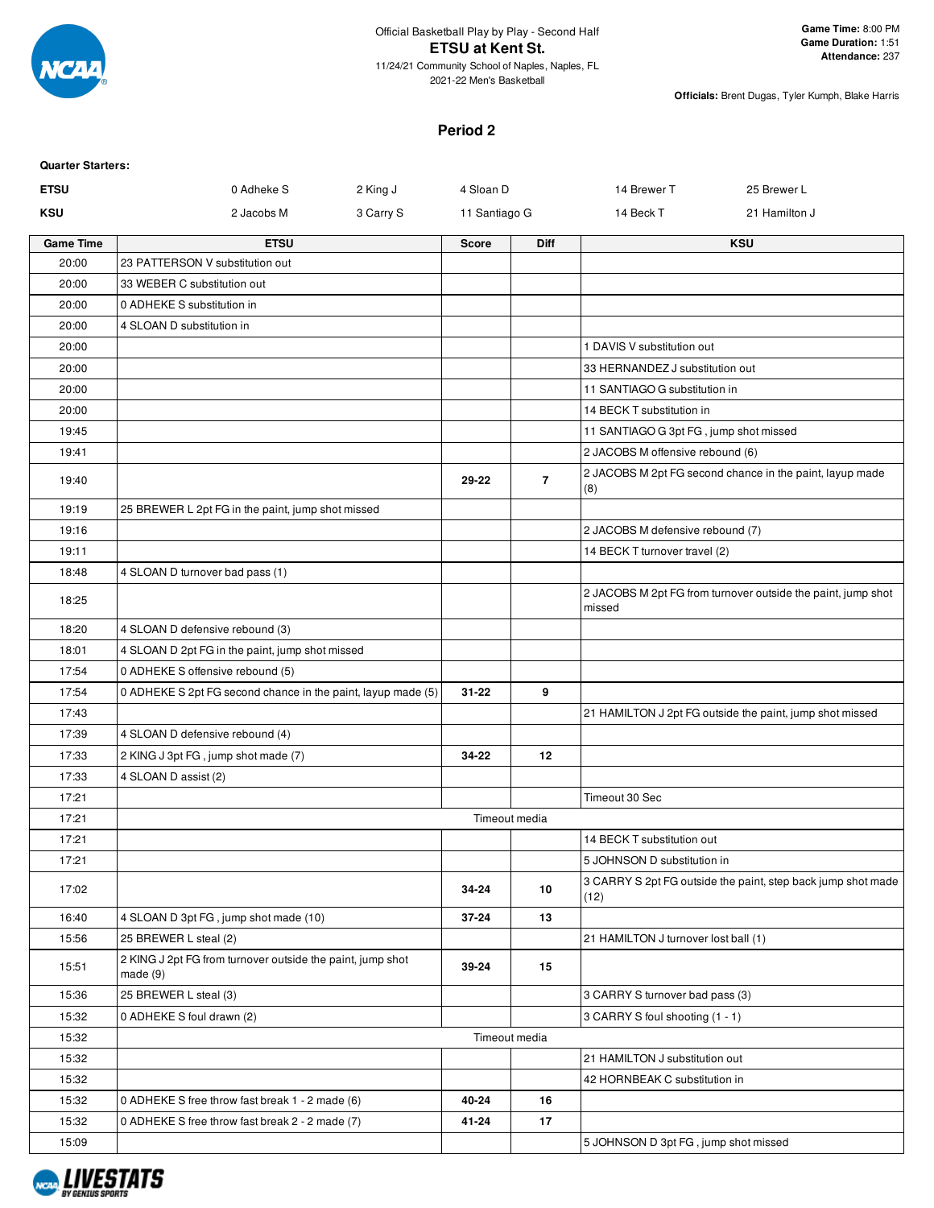Official Basketball Play by Play - Second Half

# ETSU at Kent St.

11/24/21 Community School of Naples, Naples, FL
2021-22 Men's Basketball

**Game Time:** 8:00 PM
**Game Duration:** 1:51
**Attendance:** 237

**Officials:** Brent Dugas, Tyler Kumph, Blake Harris

## Period 2

**Quarter Starters:**

| | | | | | |
|---|---|---|---|---|---|
| **ETSU** | 0 Adheke S | 2 King J | 4 Sloan D | 14 Brewer T | 25 Brewer L |
| **KSU** | 2 Jacobs M | 3 Carry S | 11 Santiago G | 14 Beck T | 21 Hamilton J |

| Game Time | ETSU | Score | Diff | KSU |
|---|---|---|---|---|
| 20:00 | 23 PATTERSON V substitution out | | | |
| 20:00 | 33 WEBER C substitution out | | | |
| 20:00 | 0 ADHEKE S substitution in | | | |
| 20:00 | 4 SLOAN D substitution in | | | |
| 20:00 | | | | 1 DAVIS V substitution out |
| 20:00 | | | | 33 HERNANDEZ J substitution out |
| 20:00 | | | | 11 SANTIAGO G substitution in |
| 20:00 | | | | 14 BECK T substitution in |
| 19:45 | | | | 11 SANTIAGO G 3pt FG , jump shot missed |
| 19:41 | | | | 2 JACOBS M offensive rebound (6) |
| 19:40 | | **29-22** | **7** | 2 JACOBS M 2pt FG second chance in the paint, layup made (8) |
| 19:19 | 25 BREWER L 2pt FG in the paint, jump shot missed | | | |
| 19:16 | | | | 2 JACOBS M defensive rebound (7) |
| 19:11 | | | | 14 BECK T turnover travel (2) |
| 18:48 | 4 SLOAN D turnover bad pass (1) | | | |
| 18:25 | | | | 2 JACOBS M 2pt FG from turnover outside the paint, jump shot missed |
| 18:20 | 4 SLOAN D defensive rebound (3) | | | |
| 18:01 | 4 SLOAN D 2pt FG in the paint, jump shot missed | | | |
| 17:54 | 0 ADHEKE S offensive rebound (5) | | | |
| 17:54 | 0 ADHEKE S 2pt FG second chance in the paint, layup made (5) | **31-22** | **9** | |
| 17:43 | | | | 21 HAMILTON J 2pt FG outside the paint, jump shot missed |
| 17:39 | 4 SLOAN D defensive rebound (4) | | | |
| 17:33 | 2 KING J 3pt FG , jump shot made (7) | **34-22** | **12** | |
| 17:33 | 4 SLOAN D assist (2) | | | |
| 17:21 | | | | Timeout 30 Sec |
| 17:21 | Timeout media | | | |
| 17:21 | | | | 14 BECK T substitution out |
| 17:21 | | | | 5 JOHNSON D substitution in |
| 17:02 | | **34-24** | **10** | 3 CARRY S 2pt FG outside the paint, step back jump shot made (12) |
| 16:40 | 4 SLOAN D 3pt FG , jump shot made (10) | **37-24** | **13** | |
| 15:56 | 25 BREWER L steal (2) | | | 21 HAMILTON J turnover lost ball (1) |
| 15:51 | 2 KING J 2pt FG from turnover outside the paint, jump shot made (9) | **39-24** | **15** | |
| 15:36 | 25 BREWER L steal (3) | | | 3 CARRY S turnover bad pass (3) |
| 15:32 | 0 ADHEKE S foul drawn (2) | | | 3 CARRY S foul shooting (1 - 1) |
| 15:32 | Timeout media | | | |
| 15:32 | | | | 21 HAMILTON J substitution out |
| 15:32 | | | | 42 HORNBEAK C substitution in |
| 15:32 | 0 ADHEKE S free throw fast break 1 - 2 made (6) | **40-24** | **16** | |
| 15:32 | 0 ADHEKE S free throw fast break 2 - 2 made (7) | **41-24** | **17** | |
| 15:09 | | | | 5 JOHNSON D 3pt FG , jump shot missed |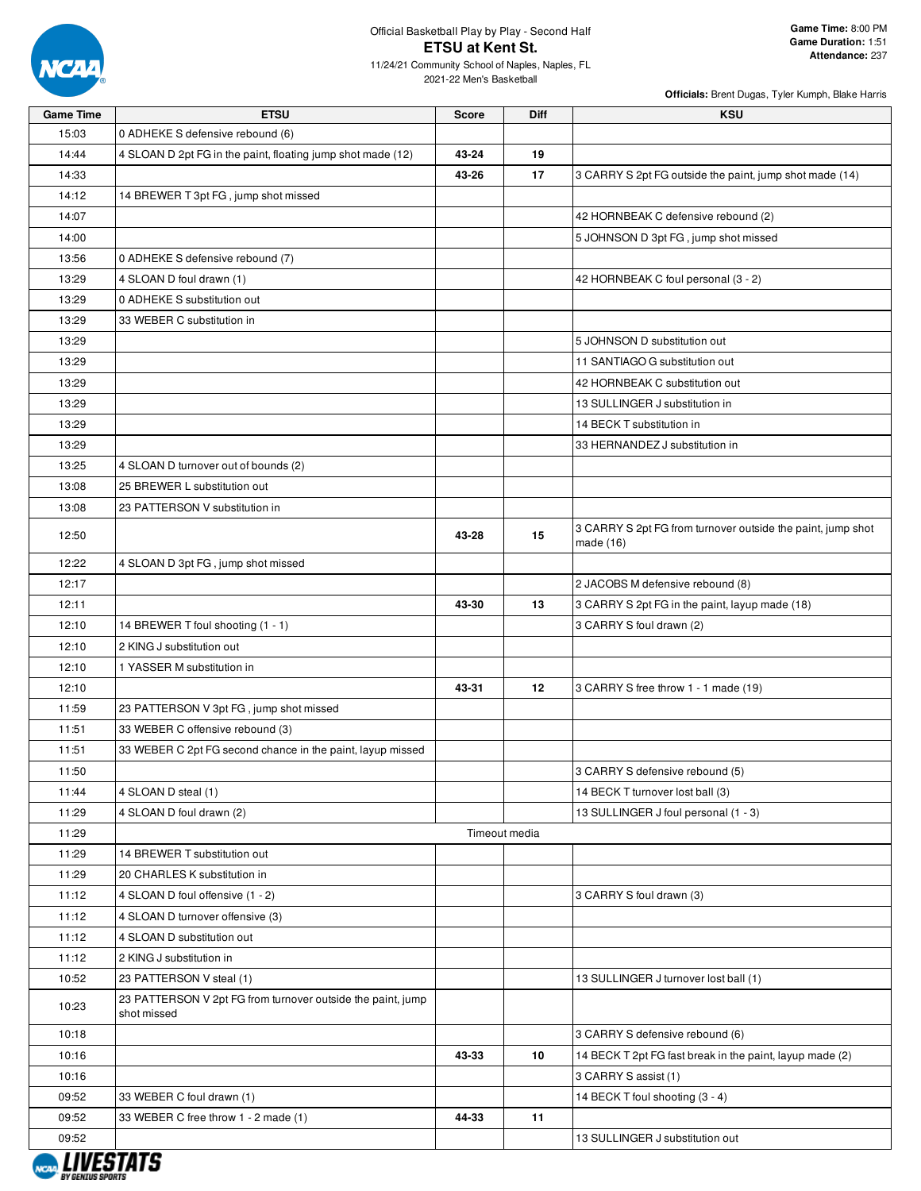Official Basketball Play by Play - Second Half

# ETSU at Kent St.

11/24/21 Community School of Naples, Naples, FL
2021-22 Men's Basketball

**Game Time:** 8:00 PM
**Game Duration:** 1:51
**Attendance:** 237

**Officials:** Brent Dugas, Tyler Kumph, Blake Harris

| Game Time | ETSU | Score | Diff | KSU |
|---|---|---|---|---|
| 15:03 | 0 ADHEKE S defensive rebound (6) | | | |
| 14:44 | 4 SLOAN D 2pt FG in the paint, floating jump shot made (12) | 43-24 | 19 | |
| 14:33 | | 43-26 | 17 | 3 CARRY S 2pt FG outside the paint, jump shot made (14) |
| 14:12 | 14 BREWER T 3pt FG , jump shot missed | | | |
| 14:07 | | | | 42 HORNBEAK C defensive rebound (2) |
| 14:00 | | | | 5 JOHNSON D 3pt FG , jump shot missed |
| 13:56 | 0 ADHEKE S defensive rebound (7) | | | |
| 13:29 | 4 SLOAN D foul drawn (1) | | | 42 HORNBEAK C foul personal (3 - 2) |
| 13:29 | 0 ADHEKE S substitution out | | | |
| 13:29 | 33 WEBER C substitution in | | | |
| 13:29 | | | | 5 JOHNSON D substitution out |
| 13:29 | | | | 11 SANTIAGO G substitution out |
| 13:29 | | | | 42 HORNBEAK C substitution out |
| 13:29 | | | | 13 SULLINGER J substitution in |
| 13:29 | | | | 14 BECK T substitution in |
| 13:29 | | | | 33 HERNANDEZ J substitution in |
| 13:25 | 4 SLOAN D turnover out of bounds (2) | | | |
| 13:08 | 25 BREWER L substitution out | | | |
| 13:08 | 23 PATTERSON V substitution in | | | |
| 12:50 | | 43-28 | 15 | 3 CARRY S 2pt FG from turnover outside the paint, jump shot made (16) |
| 12:22 | 4 SLOAN D 3pt FG , jump shot missed | | | |
| 12:17 | | | | 2 JACOBS M defensive rebound (8) |
| 12:11 | | 43-30 | 13 | 3 CARRY S 2pt FG in the paint, layup made (18) |
| 12:10 | 14 BREWER T foul shooting (1 - 1) | | | 3 CARRY S foul drawn (2) |
| 12:10 | 2 KING J substitution out | | | |
| 12:10 | 1 YASSER M substitution in | | | |
| 12:10 | | 43-31 | 12 | 3 CARRY S free throw 1 - 1 made (19) |
| 11:59 | 23 PATTERSON V 3pt FG , jump shot missed | | | |
| 11:51 | 33 WEBER C offensive rebound (3) | | | |
| 11:51 | 33 WEBER C 2pt FG second chance in the paint, layup missed | | | |
| 11:50 | | | | 3 CARRY S defensive rebound (5) |
| 11:44 | 4 SLOAN D steal (1) | | | 14 BECK T turnover lost ball (3) |
| 11:29 | 4 SLOAN D foul drawn (2) | | | 13 SULLINGER J foul personal (1 - 3) |
| 11:29 | Timeout media | | | |
| 11:29 | 14 BREWER T substitution out | | | |
| 11:29 | 20 CHARLES K substitution in | | | |
| 11:12 | 4 SLOAN D foul offensive (1 - 2) | | | 3 CARRY S foul drawn (3) |
| 11:12 | 4 SLOAN D turnover offensive (3) | | | |
| 11:12 | 4 SLOAN D substitution out | | | |
| 11:12 | 2 KING J substitution in | | | |
| 10:52 | 23 PATTERSON V steal (1) | | | 13 SULLINGER J turnover lost ball (1) |
| 10:23 | 23 PATTERSON V 2pt FG from turnover outside the paint, jump shot missed | | | |
| 10:18 | | | | 3 CARRY S defensive rebound (6) |
| 10:16 | | 43-33 | 10 | 14 BECK T 2pt FG fast break in the paint, layup made (2) |
| 10:16 | | | | 3 CARRY S assist (1) |
| 09:52 | 33 WEBER C foul drawn (1) | | | 14 BECK T foul shooting (3 - 4) |
| 09:52 | 33 WEBER C free throw 1 - 2 made (1) | 44-33 | 11 | |
| 09:52 | | | | 13 SULLINGER J substitution out |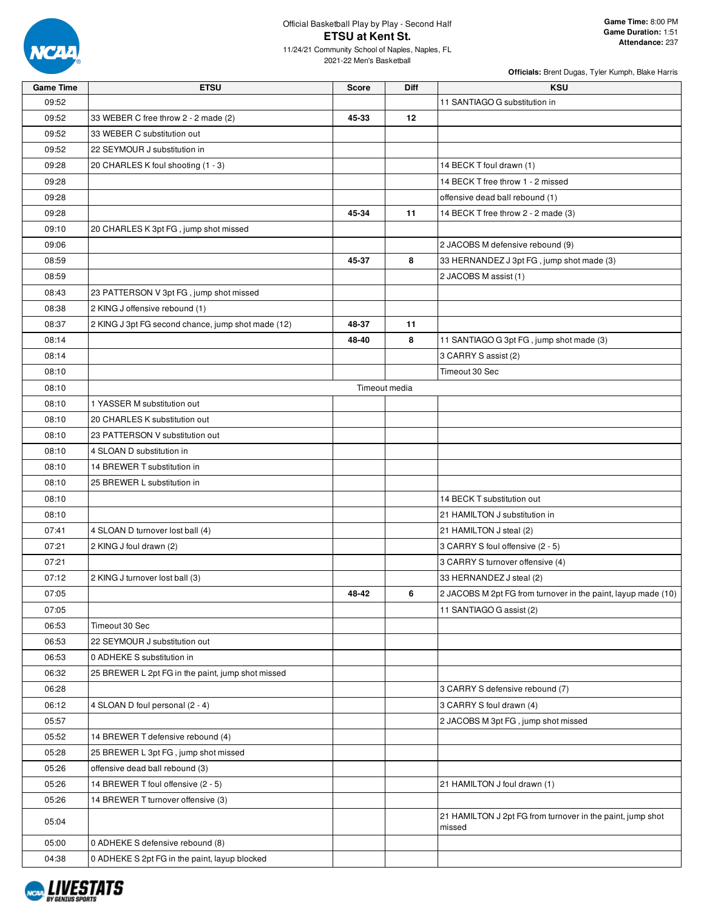Official Basketball Play by Play - Second Half

# ETSU at Kent St.

11/24/21 Community School of Naples, Naples, FL
2021-22 Men's Basketball

**Game Time:** 8:00 PM
**Game Duration:** 1:51
**Attendance:** 237

**Officials:** Brent Dugas, Tyler Kumph, Blake Harris

| Game Time | ETSU | Score | Diff | KSU |
|---|---|---|---|---|
| 09:52 | | | | 11 SANTIAGO G substitution in |
| 09:52 | 33 WEBER C free throw 2 - 2 made (2) | 45-33 | 12 | |
| 09:52 | 33 WEBER C substitution out | | | |
| 09:52 | 22 SEYMOUR J substitution in | | | |
| 09:28 | 20 CHARLES K foul shooting (1 - 3) | | | 14 BECK T foul drawn (1) |
| 09:28 | | | | 14 BECK T free throw 1 - 2 missed |
| 09:28 | | | | offensive dead ball rebound (1) |
| 09:28 | | 45-34 | 11 | 14 BECK T free throw 2 - 2 made (3) |
| 09:10 | 20 CHARLES K 3pt FG , jump shot missed | | | |
| 09:06 | | | | 2 JACOBS M defensive rebound (9) |
| 08:59 | | 45-37 | 8 | 33 HERNANDEZ J 3pt FG , jump shot made (3) |
| 08:59 | | | | 2 JACOBS M assist (1) |
| 08:43 | 23 PATTERSON V 3pt FG , jump shot missed | | | |
| 08:38 | 2 KING J offensive rebound (1) | | | |
| 08:37 | 2 KING J 3pt FG second chance, jump shot made (12) | 48-37 | 11 | |
| 08:14 | | 48-40 | 8 | 11 SANTIAGO G 3pt FG , jump shot made (3) |
| 08:14 | | | | 3 CARRY S assist (2) |
| 08:10 | | | | Timeout 30 Sec |
| 08:10 | Timeout media | | | |
| 08:10 | 1 YASSER M substitution out | | | |
| 08:10 | 20 CHARLES K substitution out | | | |
| 08:10 | 23 PATTERSON V substitution out | | | |
| 08:10 | 4 SLOAN D substitution in | | | |
| 08:10 | 14 BREWER T substitution in | | | |
| 08:10 | 25 BREWER L substitution in | | | |
| 08:10 | | | | 14 BECK T substitution out |
| 08:10 | | | | 21 HAMILTON J substitution in |
| 07:41 | 4 SLOAN D turnover lost ball (4) | | | 21 HAMILTON J steal (2) |
| 07:21 | 2 KING J foul drawn (2) | | | 3 CARRY S foul offensive (2 - 5) |
| 07:21 | | | | 3 CARRY S turnover offensive (4) |
| 07:12 | 2 KING J turnover lost ball (3) | | | 33 HERNANDEZ J steal (2) |
| 07:05 | | 48-42 | 6 | 2 JACOBS M 2pt FG from turnover in the paint, layup made (10) |
| 07:05 | | | | 11 SANTIAGO G assist (2) |
| 06:53 | Timeout 30 Sec | | | |
| 06:53 | 22 SEYMOUR J substitution out | | | |
| 06:53 | 0 ADHEKE S substitution in | | | |
| 06:32 | 25 BREWER L 2pt FG in the paint, jump shot missed | | | |
| 06:28 | | | | 3 CARRY S defensive rebound (7) |
| 06:12 | 4 SLOAN D foul personal (2 - 4) | | | 3 CARRY S foul drawn (4) |
| 05:57 | | | | 2 JACOBS M 3pt FG , jump shot missed |
| 05:52 | 14 BREWER T defensive rebound (4) | | | |
| 05:28 | 25 BREWER L 3pt FG , jump shot missed | | | |
| 05:26 | offensive dead ball rebound (3) | | | |
| 05:26 | 14 BREWER T foul offensive (2 - 5) | | | 21 HAMILTON J foul drawn (1) |
| 05:26 | 14 BREWER T turnover offensive (3) | | | |
| 05:04 | | | | 21 HAMILTON J 2pt FG from turnover in the paint, jump shot missed |
| 05:00 | 0 ADHEKE S defensive rebound (8) | | | |
| 04:38 | 0 ADHEKE S 2pt FG in the paint, layup blocked | | | |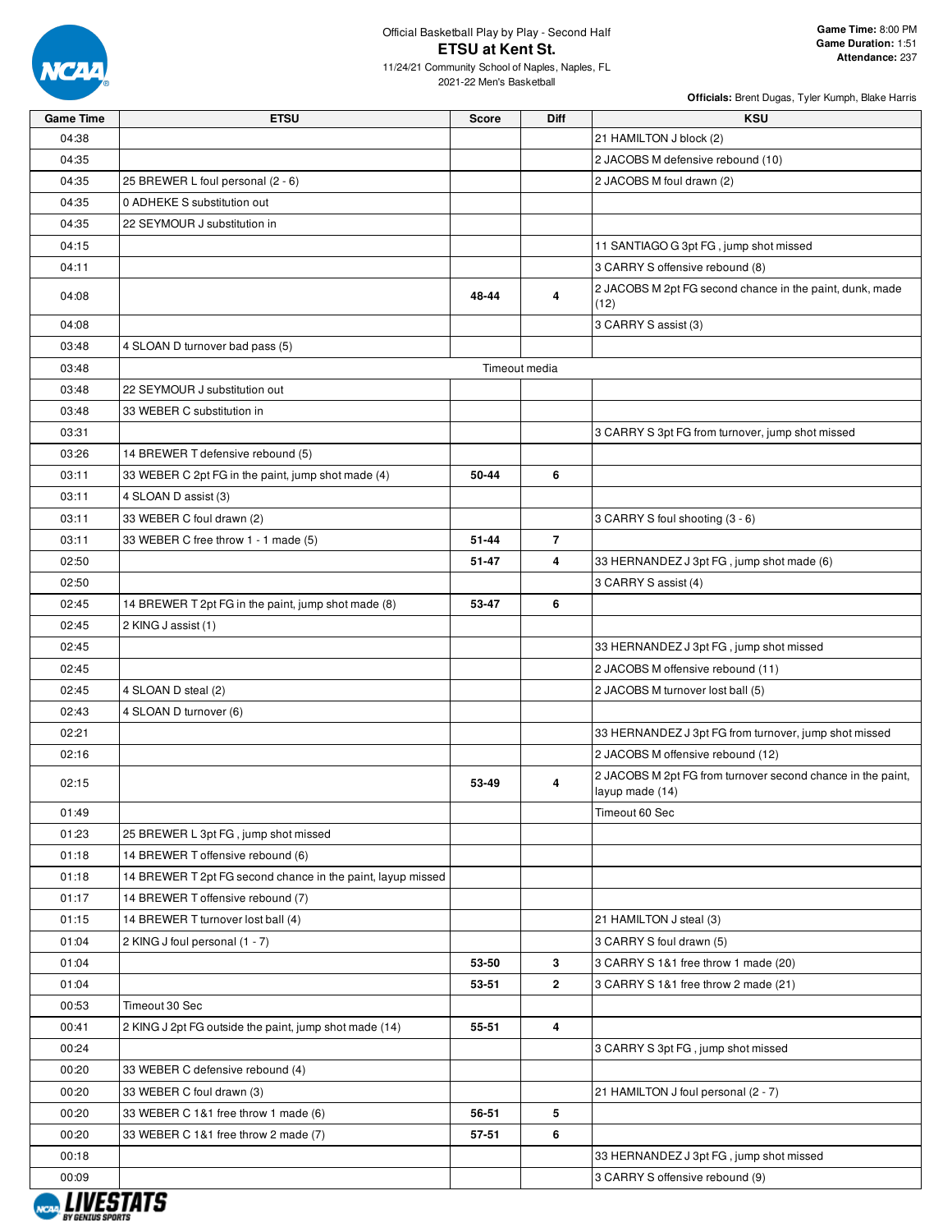Official Basketball Play by Play - Second Half

# ETSU at Kent St.

11/24/21 Community School of Naples, Naples, FL
2021-22 Men's Basketball

**Game Time:** 8:00 PM
**Game Duration:** 1:51
**Attendance:** 237

**Officials:** Brent Dugas, Tyler Kumph, Blake Harris

| Game Time | ETSU | Score | Diff | KSU |
|---|---|---|---|---|
| 04:38 | | | | 21 HAMILTON J block (2) |
| 04:35 | | | | 2 JACOBS M defensive rebound (10) |
| 04:35 | 25 BREWER L foul personal (2 - 6) | | | 2 JACOBS M foul drawn (2) |
| 04:35 | 0 ADHEKE S substitution out | | | |
| 04:35 | 22 SEYMOUR J substitution in | | | |
| 04:15 | | | | 11 SANTIAGO G 3pt FG , jump shot missed |
| 04:11 | | | | 3 CARRY S offensive rebound (8) |
| 04:08 | | 48-44 | 4 | 2 JACOBS M 2pt FG second chance in the paint, dunk, made (12) |
| 04:08 | | | | 3 CARRY S assist (3) |
| 03:48 | 4 SLOAN D turnover bad pass (5) | | | |
| 03:48 | Timeout media | | | |
| 03:48 | 22 SEYMOUR J substitution out | | | |
| 03:48 | 33 WEBER C substitution in | | | |
| 03:31 | | | | 3 CARRY S 3pt FG from turnover, jump shot missed |
| 03:26 | 14 BREWER T defensive rebound (5) | | | |
| 03:11 | 33 WEBER C 2pt FG in the paint, jump shot made (4) | 50-44 | 6 | |
| 03:11 | 4 SLOAN D assist (3) | | | |
| 03:11 | 33 WEBER C foul drawn (2) | | | 3 CARRY S foul shooting (3 - 6) |
| 03:11 | 33 WEBER C free throw 1 - 1 made (5) | 51-44 | 7 | |
| 02:50 | | 51-47 | 4 | 33 HERNANDEZ J 3pt FG , jump shot made (6) |
| 02:50 | | | | 3 CARRY S assist (4) |
| 02:45 | 14 BREWER T 2pt FG in the paint, jump shot made (8) | 53-47 | 6 | |
| 02:45 | 2 KING J assist (1) | | | |
| 02:45 | | | | 33 HERNANDEZ J 3pt FG , jump shot missed |
| 02:45 | | | | 2 JACOBS M offensive rebound (11) |
| 02:45 | 4 SLOAN D steal (2) | | | 2 JACOBS M turnover lost ball (5) |
| 02:43 | 4 SLOAN D turnover (6) | | | |
| 02:21 | | | | 33 HERNANDEZ J 3pt FG from turnover, jump shot missed |
| 02:16 | | | | 2 JACOBS M offensive rebound (12) |
| 02:15 | | 53-49 | 4 | 2 JACOBS M 2pt FG from turnover second chance in the paint, layup made (14) |
| 01:49 | | | | Timeout 60 Sec |
| 01:23 | 25 BREWER L 3pt FG , jump shot missed | | | |
| 01:18 | 14 BREWER T offensive rebound (6) | | | |
| 01:18 | 14 BREWER T 2pt FG second chance in the paint, layup missed | | | |
| 01:17 | 14 BREWER T offensive rebound (7) | | | |
| 01:15 | 14 BREWER T turnover lost ball (4) | | | 21 HAMILTON J steal (3) |
| 01:04 | 2 KING J foul personal (1 - 7) | | | 3 CARRY S foul drawn (5) |
| 01:04 | | 53-50 | 3 | 3 CARRY S 1&1 free throw 1 made (20) |
| 01:04 | | 53-51 | 2 | 3 CARRY S 1&1 free throw 2 made (21) |
| 00:53 | Timeout 30 Sec | | | |
| 00:41 | 2 KING J 2pt FG outside the paint, jump shot made (14) | 55-51 | 4 | |
| 00:24 | | | | 3 CARRY S 3pt FG , jump shot missed |
| 00:20 | 33 WEBER C defensive rebound (4) | | | |
| 00:20 | 33 WEBER C foul drawn (3) | | | 21 HAMILTON J foul personal (2 - 7) |
| 00:20 | 33 WEBER C 1&1 free throw 1 made (6) | 56-51 | 5 | |
| 00:20 | 33 WEBER C 1&1 free throw 2 made (7) | 57-51 | 6 | |
| 00:18 | | | | 33 HERNANDEZ J 3pt FG , jump shot missed |
| 00:09 | | | | 3 CARRY S offensive rebound (9) |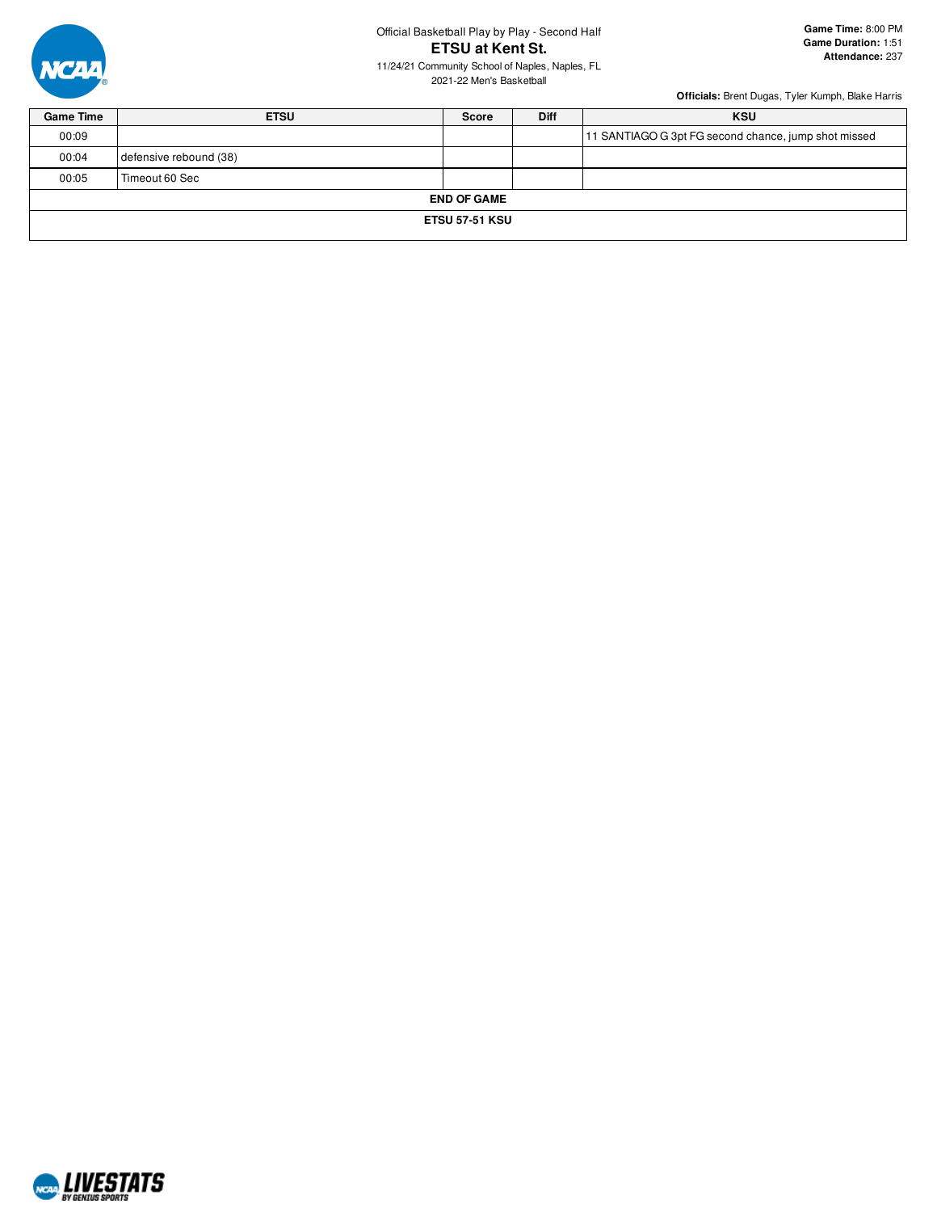Official Basketball Play by Play - Second Half

# ETSU at Kent St.

11/24/21 Community School of Naples, Naples, FL
2021-22 Men's Basketball

**Game Time:** 8:00 PM
**Game Duration:** 1:51
**Attendance:** 237

**Officials:** Brent Dugas, Tyler Kumph, Blake Harris

| Game Time | ETSU | Score | Diff | KSU |
| --- | --- | --- | --- | --- |
| 00:09 | | | | 11 SANTIAGO G 3pt FG second chance, jump shot missed |
| 00:04 | defensive rebound (38) | | | |
| 00:05 | Timeout 60 Sec | | | |
| **END OF GAME** | | | | |
| **ETSU 57-51 KSU** | | | | |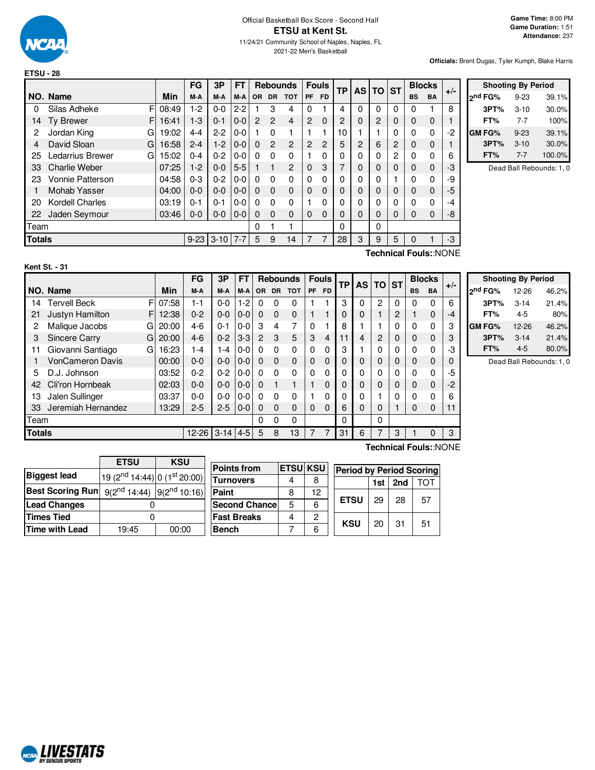Official Basketball Box Score - Second Half

# ETSU at Kent St.

11/24/21 Community School of Naples, Naples, FL

2021-22 Men's Basketball

**Game Time:** 8:00 PM
**Game Duration:** 1:51
**Attendance:** 237

**Officials:** Brent Dugas, Tyler Kumph, Blake Harris

## ETSU - 28

| NO. | Name | | Min | FG M-A | 3P M-A | FT M-A | OR | DR | TOT | PF | FD | TP | AS | TO | ST | BS | BA | +/- |
|---|---|---|---|---|---|---|---|---|---|---|---|---|---|---|---|---|---|---|
| 0 | Silas Adheke | F | 08:49 | 1-2 | 0-0 | 2-2 | 1 | 3 | 4 | 0 | 1 | 4 | 0 | 0 | 0 | 0 | 1 | 8 |
| 14 | Ty Brewer | F | 16:41 | 1-3 | 0-1 | 0-0 | 2 | 2 | 4 | 2 | 0 | 2 | 0 | 2 | 0 | 0 | 0 | 1 |
| 2 | Jordan King | G | 19:02 | 4-4 | 2-2 | 0-0 | 1 | 0 | 1 | 1 | 1 | 10 | 1 | 1 | 0 | 0 | 0 | -2 |
| 4 | David Sloan | G | 16:58 | 2-4 | 1-2 | 0-0 | 0 | 2 | 2 | 2 | 2 | 5 | 2 | 6 | 2 | 0 | 0 | 1 |
| 25 | Ledarrius Brewer | G | 15:02 | 0-4 | 0-2 | 0-0 | 0 | 0 | 0 | 1 | 0 | 0 | 0 | 0 | 2 | 0 | 0 | 6 |
| 33 | Charlie Weber | | 07:25 | 1-2 | 0-0 | 5-5 | 1 | 1 | 2 | 0 | 3 | 7 | 0 | 0 | 0 | 0 | 0 | -3 |
| 23 | Vonnie Patterson | | 04:58 | 0-3 | 0-2 | 0-0 | 0 | 0 | 0 | 0 | 0 | 0 | 0 | 0 | 1 | 0 | 0 | -9 |
| 1 | Mohab Yasser | | 04:00 | 0-0 | 0-0 | 0-0 | 0 | 0 | 0 | 0 | 0 | 0 | 0 | 0 | 0 | 0 | 0 | -5 |
| 20 | Kordell Charles | | 03:19 | 0-1 | 0-1 | 0-0 | 0 | 0 | 0 | 1 | 0 | 0 | 0 | 0 | 0 | 0 | 0 | -4 |
| 22 | Jaden Seymour | | 03:46 | 0-0 | 0-0 | 0-0 | 0 | 0 | 0 | 0 | 0 | 0 | 0 | 0 | 0 | 0 | 0 | -8 |
| | Team | | | | | | 0 | 1 | 1 | | | 0 | | 0 | | | | |
| | **Totals** | | | 9-23 | 3-10 | 7-7 | 5 | 9 | 14 | 7 | 7 | 28 | 3 | 9 | 5 | 0 | 1 | -3 |

Technical Fouls::NONE

| Shooting By Period | | |
|---|---|---|
| 2nd FG% | 9-23 | 39.1% |
| 3PT% | 3-10 | 30.0% |
| FT% | 7-7 | 100% |
| GM FG% | 9-23 | 39.1% |
| 3PT% | 3-10 | 30.0% |
| FT% | 7-7 | 100.0% |

Dead Ball Rebounds: 1, 0

## Kent St. - 31

| NO. | Name | | Min | FG M-A | 3P M-A | FT M-A | OR | DR | TOT | PF | FD | TP | AS | TO | ST | BS | BA | +/- |
|---|---|---|---|---|---|---|---|---|---|---|---|---|---|---|---|---|---|---|
| 14 | Tervell Beck | F | 07:58 | 1-1 | 0-0 | 1-2 | 0 | 0 | 0 | 1 | 1 | 3 | 0 | 2 | 0 | 0 | 0 | 6 |
| 21 | Justyn Hamilton | F | 12:38 | 0-2 | 0-0 | 0-0 | 0 | 0 | 0 | 1 | 1 | 0 | 0 | 1 | 2 | 1 | 0 | -4 |
| 2 | Malique Jacobs | G | 20:00 | 4-6 | 0-1 | 0-0 | 3 | 4 | 7 | 0 | 1 | 8 | 1 | 1 | 0 | 0 | 0 | 3 |
| 3 | Sincere Carry | G | 20:00 | 4-6 | 0-2 | 3-3 | 2 | 3 | 5 | 3 | 4 | 11 | 4 | 2 | 0 | 0 | 0 | 3 |
| 11 | Giovanni Santiago | G | 16:23 | 1-4 | 1-4 | 0-0 | 0 | 0 | 0 | 0 | 0 | 3 | 1 | 0 | 0 | 0 | 0 | -3 |
| 1 | VonCameron Davis | | 00:00 | 0-0 | 0-0 | 0-0 | 0 | 0 | 0 | 0 | 0 | 0 | 0 | 0 | 0 | 0 | 0 | 0 |
| 5 | D.J. Johnson | | 03:52 | 0-2 | 0-2 | 0-0 | 0 | 0 | 0 | 0 | 0 | 0 | 0 | 0 | 0 | 0 | 0 | -5 |
| 42 | Cli'ron Hornbeak | | 02:03 | 0-0 | 0-0 | 0-0 | 0 | 1 | 1 | 1 | 0 | 0 | 0 | 0 | 0 | 0 | 0 | -2 |
| 13 | Jalen Sullinger | | 03:37 | 0-0 | 0-0 | 0-0 | 0 | 0 | 0 | 1 | 0 | 0 | 0 | 1 | 0 | 0 | 0 | 6 |
| 33 | Jeremiah Hernandez | | 13:29 | 2-5 | 2-5 | 0-0 | 0 | 0 | 0 | 0 | 0 | 6 | 0 | 0 | 1 | 0 | 0 | 11 |
| | Team | | | | | | 0 | 0 | 0 | | | 0 | | 0 | | | | |
| | **Totals** | | | 12-26 | 3-14 | 4-5 | 5 | 8 | 13 | 7 | 7 | 31 | 6 | 7 | 3 | 1 | 0 | 3 |

Technical Fouls::NONE

| Shooting By Period | | |
|---|---|---|
| 2nd FG% | 12-26 | 46.2% |
| 3PT% | 3-14 | 21.4% |
| FT% | 4-5 | 80% |
| GM FG% | 12-26 | 46.2% |
| 3PT% | 3-14 | 21.4% |
| FT% | 4-5 | 80.0% |

Dead Ball Rebounds: 1, 0

| | ETSU | KSU |
|---|---|---|
| **Biggest lead** | 19 (2nd 14:44) | 0 (1st 20:00) |
| **Best Scoring Run** | 9(2nd 14:44) | 9(2nd 10:16) |
| **Lead Changes** | 0 | |
| **Times Tied** | 0 | |
| **Time with Lead** | 19:45 | 00:00 |

| Points from | ETSU | KSU |
|---|---|---|
| Turnovers | 4 | 8 |
| Paint | 8 | 12 |
| Second Chance | 5 | 6 |
| Fast Breaks | 4 | 2 |
| Bench | 7 | 6 |

| Period by Period Scoring | 1st | 2nd | TOT |
|---|---|---|---|
| ETSU | 29 | 28 | 57 |
| KSU | 20 | 31 | 51 |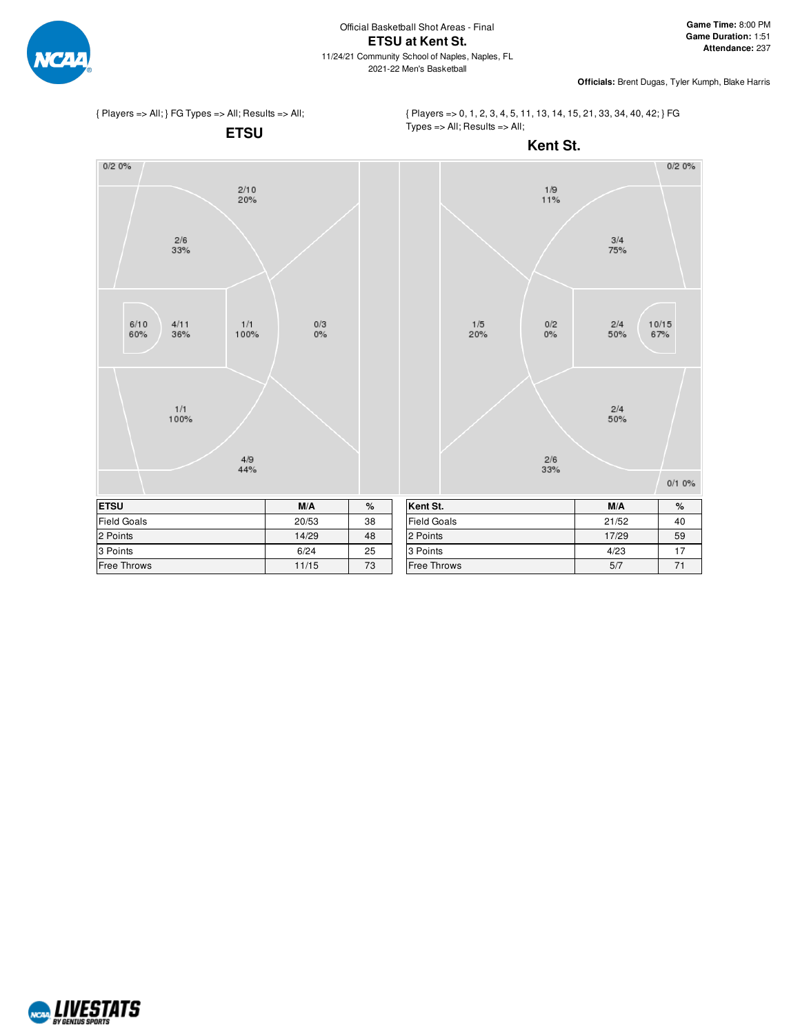Official Basketball Shot Areas - Final

# ETSU at Kent St.

11/24/21 Community School of Naples, Naples, FL

2021-22 Men's Basketball

**Game Time:** 8:00 PM
**Game Duration:** 1:51
**Attendance:** 237

**Officials:** Brent Dugas, Tyler Kumph, Blake Harris

{ Players => All; } FG Types => All; Results => All;

## ETSU

0/2 0%

2/10 20%

2/6 33%

6/10 60%

4/11 36%

1/1 100%

0/3 0%

1/1 100%

4/9 44%

{ Players => 0, 1, 2, 3, 4, 5, 11, 13, 14, 15, 21, 33, 34, 40, 42; } FG Types => All; Results => All;

## Kent St.

0/2 0%

1/9 11%

3/4 75%

1/5 20%

0/2 0%

2/4 50%

10/15 67%

2/4 50%

2/6 33%

0/1 0%

| ETSU | M/A | % |
|---|---|---|
| Field Goals | 20/53 | 38 |
| 2 Points | 14/29 | 48 |
| 3 Points | 6/24 | 25 |
| Free Throws | 11/15 | 73 |

| Kent St. | M/A | % |
|---|---|---|
| Field Goals | 21/52 | 40 |
| 2 Points | 17/29 | 59 |
| 3 Points | 4/23 | 17 |
| Free Throws | 5/7 | 71 |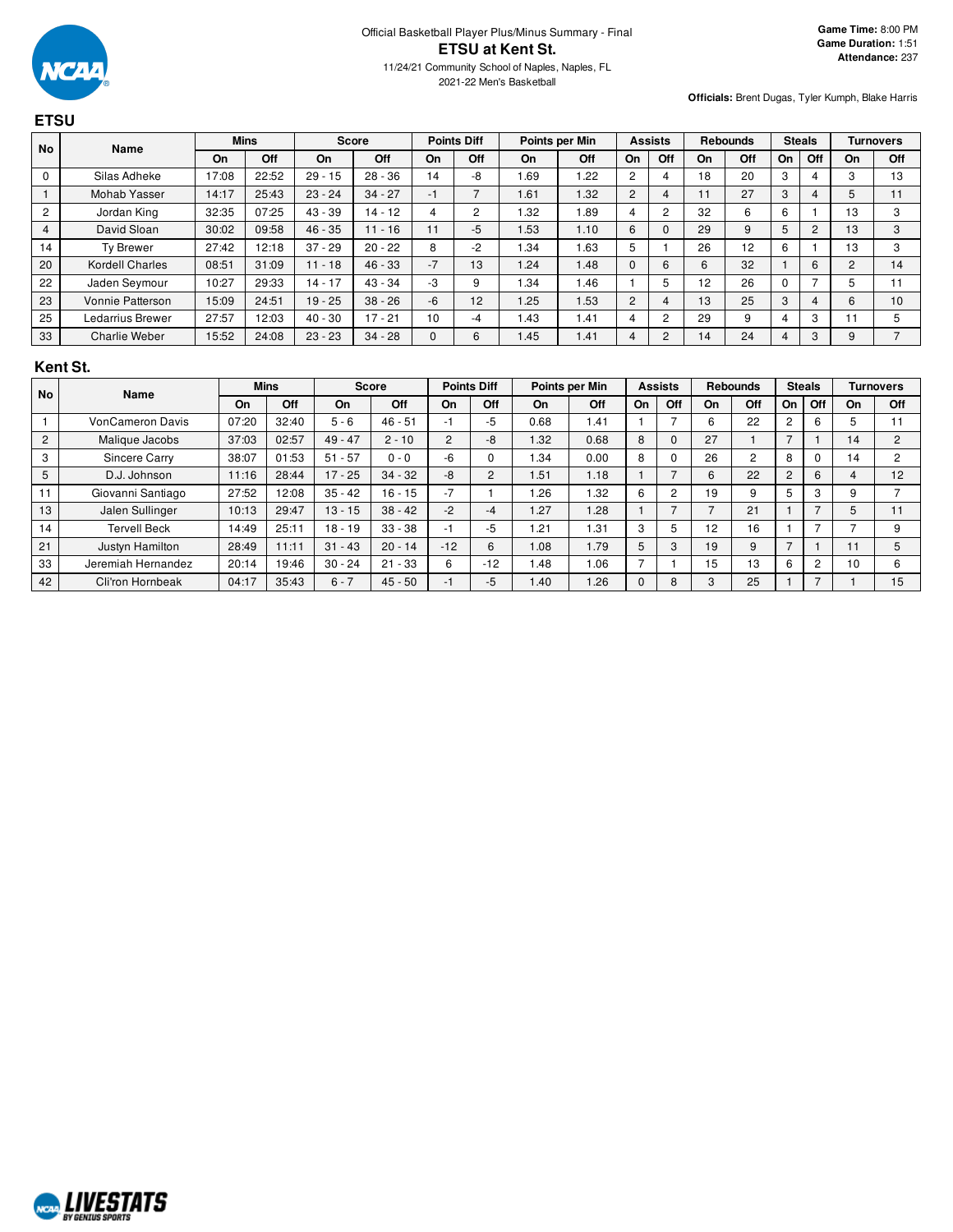Official Basketball Player Plus/Minus Summary - Final

# ETSU at Kent St.

11/24/21 Community School of Naples, Naples, FL

2021-22 Men's Basketball

**Game Time:** 8:00 PM
**Game Duration:** 1:51
**Attendance:** 237

**Officials:** Brent Dugas, Tyler Kumph, Blake Harris

## ETSU

| No | Name | Mins | | Score | | Points Diff | | Points per Min | | Assists | | Rebounds | | Steals | | Turnovers | |
|---|---|---|---|---|---|---|---|---|---|---|---|---|---|---|---|---|---|
| | | On | Off | On | Off | On | Off | On | Off | On | Off | On | Off | On | Off | On | Off |
| 0 | Silas Adheke | 17:08 | 22:52 | 29 - 15 | 28 - 36 | 14 | -8 | 1.69 | 1.22 | 2 | 4 | 18 | 20 | 3 | 4 | 3 | 13 |
| 1 | Mohab Yasser | 14:17 | 25:43 | 23 - 24 | 34 - 27 | -1 | 7 | 1.61 | 1.32 | 2 | 4 | 11 | 27 | 3 | 4 | 5 | 11 |
| 2 | Jordan King | 32:35 | 07:25 | 43 - 39 | 14 - 12 | 4 | 2 | 1.32 | 1.89 | 4 | 2 | 32 | 6 | 6 | 1 | 13 | 3 |
| 4 | David Sloan | 30:02 | 09:58 | 46 - 35 | 11 - 16 | 11 | -5 | 1.53 | 1.10 | 6 | 0 | 29 | 9 | 5 | 2 | 13 | 3 |
| 14 | Ty Brewer | 27:42 | 12:18 | 37 - 29 | 20 - 22 | 8 | -2 | 1.34 | 1.63 | 5 | 1 | 26 | 12 | 6 | 1 | 13 | 3 |
| 20 | Kordell Charles | 08:51 | 31:09 | 11 - 18 | 46 - 33 | -7 | 13 | 1.24 | 1.48 | 0 | 6 | 6 | 32 | 1 | 6 | 2 | 14 |
| 22 | Jaden Seymour | 10:27 | 29:33 | 14 - 17 | 43 - 34 | -3 | 9 | 1.34 | 1.46 | 1 | 5 | 12 | 26 | 0 | 7 | 5 | 11 |
| 23 | Vonnie Patterson | 15:09 | 24:51 | 19 - 25 | 38 - 26 | -6 | 12 | 1.25 | 1.53 | 2 | 4 | 13 | 25 | 3 | 4 | 6 | 10 |
| 25 | Ledarrius Brewer | 27:57 | 12:03 | 40 - 30 | 17 - 21 | 10 | -4 | 1.43 | 1.41 | 4 | 2 | 29 | 9 | 4 | 3 | 11 | 5 |
| 33 | Charlie Weber | 15:52 | 24:08 | 23 - 23 | 34 - 28 | 0 | 6 | 1.45 | 1.41 | 4 | 2 | 14 | 24 | 4 | 3 | 9 | 7 |

## Kent St.

| No | Name | Mins | | Score | | Points Diff | | Points per Min | | Assists | | Rebounds | | Steals | | Turnovers | |
|---|---|---|---|---|---|---|---|---|---|---|---|---|---|---|---|---|---|
| | | On | Off | On | Off | On | Off | On | Off | On | Off | On | Off | On | Off | On | Off |
| 1 | VonCameron Davis | 07:20 | 32:40 | 5 - 6 | 46 - 51 | -1 | -5 | 0.68 | 1.41 | 1 | 7 | 6 | 22 | 2 | 6 | 5 | 11 |
| 2 | Malique Jacobs | 37:03 | 02:57 | 49 - 47 | 2 - 10 | 2 | -8 | 1.32 | 0.68 | 8 | 0 | 27 | 1 | 7 | 1 | 14 | 2 |
| 3 | Sincere Carry | 38:07 | 01:53 | 51 - 57 | 0 - 0 | -6 | 0 | 1.34 | 0.00 | 8 | 0 | 26 | 2 | 8 | 0 | 14 | 2 |
| 5 | D.J. Johnson | 11:16 | 28:44 | 17 - 25 | 34 - 32 | -8 | 2 | 1.51 | 1.18 | 1 | 7 | 6 | 22 | 2 | 6 | 4 | 12 |
| 11 | Giovanni Santiago | 27:52 | 12:08 | 35 - 42 | 16 - 15 | -7 | 1 | 1.26 | 1.32 | 6 | 2 | 19 | 9 | 5 | 3 | 9 | 7 |
| 13 | Jalen Sullinger | 10:13 | 29:47 | 13 - 15 | 38 - 42 | -2 | -4 | 1.27 | 1.28 | 1 | 7 | 7 | 21 | 1 | 7 | 5 | 11 |
| 14 | Tervell Beck | 14:49 | 25:11 | 18 - 19 | 33 - 38 | -1 | -5 | 1.21 | 1.31 | 3 | 5 | 12 | 16 | 1 | 7 | 7 | 9 |
| 21 | Justyn Hamilton | 28:49 | 11:11 | 31 - 43 | 20 - 14 | -12 | 6 | 1.08 | 1.79 | 5 | 3 | 19 | 9 | 7 | 1 | 11 | 5 |
| 33 | Jeremiah Hernandez | 20:14 | 19:46 | 30 - 24 | 21 - 33 | 6 | -12 | 1.48 | 1.06 | 7 | 1 | 15 | 13 | 6 | 2 | 10 | 6 |
| 42 | Cli'ron Hornbeak | 04:17 | 35:43 | 6 - 7 | 45 - 50 | -1 | -5 | 1.40 | 1.26 | 0 | 8 | 3 | 25 | 1 | 7 | 1 | 15 |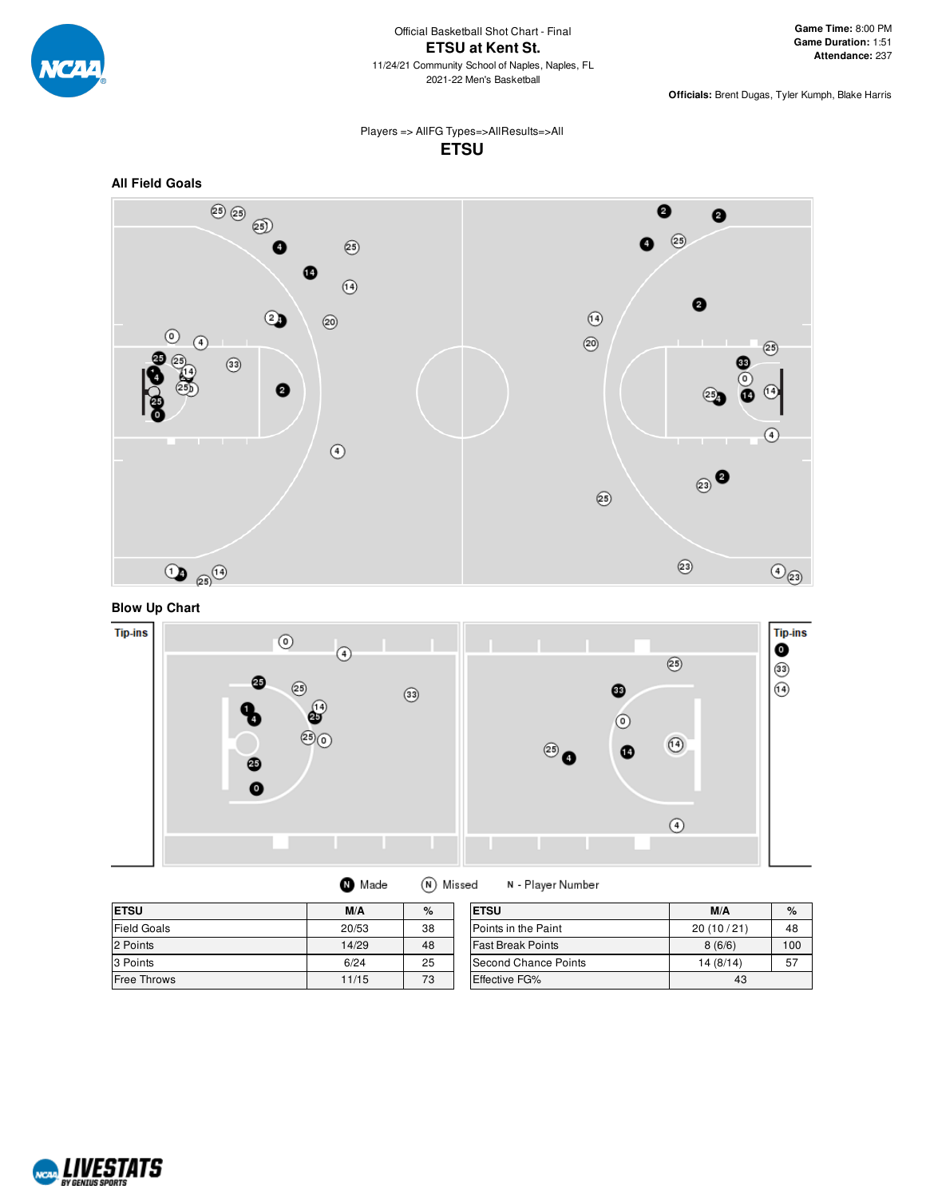Official Basketball Shot Chart - Final

# ETSU at Kent St.

11/24/21 Community School of Naples, Naples, FL

2021-22 Men's Basketball

**Game Time:** 8:00 PM
**Game Duration:** 1:51
**Attendance:** 237

**Officials:** Brent Dugas, Tyler Kumph, Blake Harris

Players => AllFG Types=>AllResults=>All

## ETSU

### All Field Goals

### Blow Up Chart

Tip-ins

Tip-ins

Made   Missed   N - Player Number

| ETSU | M/A | % |
|---|---|---|
| Field Goals | 20/53 | 38 |
| 2 Points | 14/29 | 48 |
| 3 Points | 6/24 | 25 |
| Free Throws | 11/15 | 73 |

| ETSU | M/A | % |
|---|---|---|
| Points in the Paint | 20 (10 / 21) | 48 |
| Fast Break Points | 8 (6/6) | 100 |
| Second Chance Points | 14 (8/14) | 57 |
| Effective FG% | 43 | |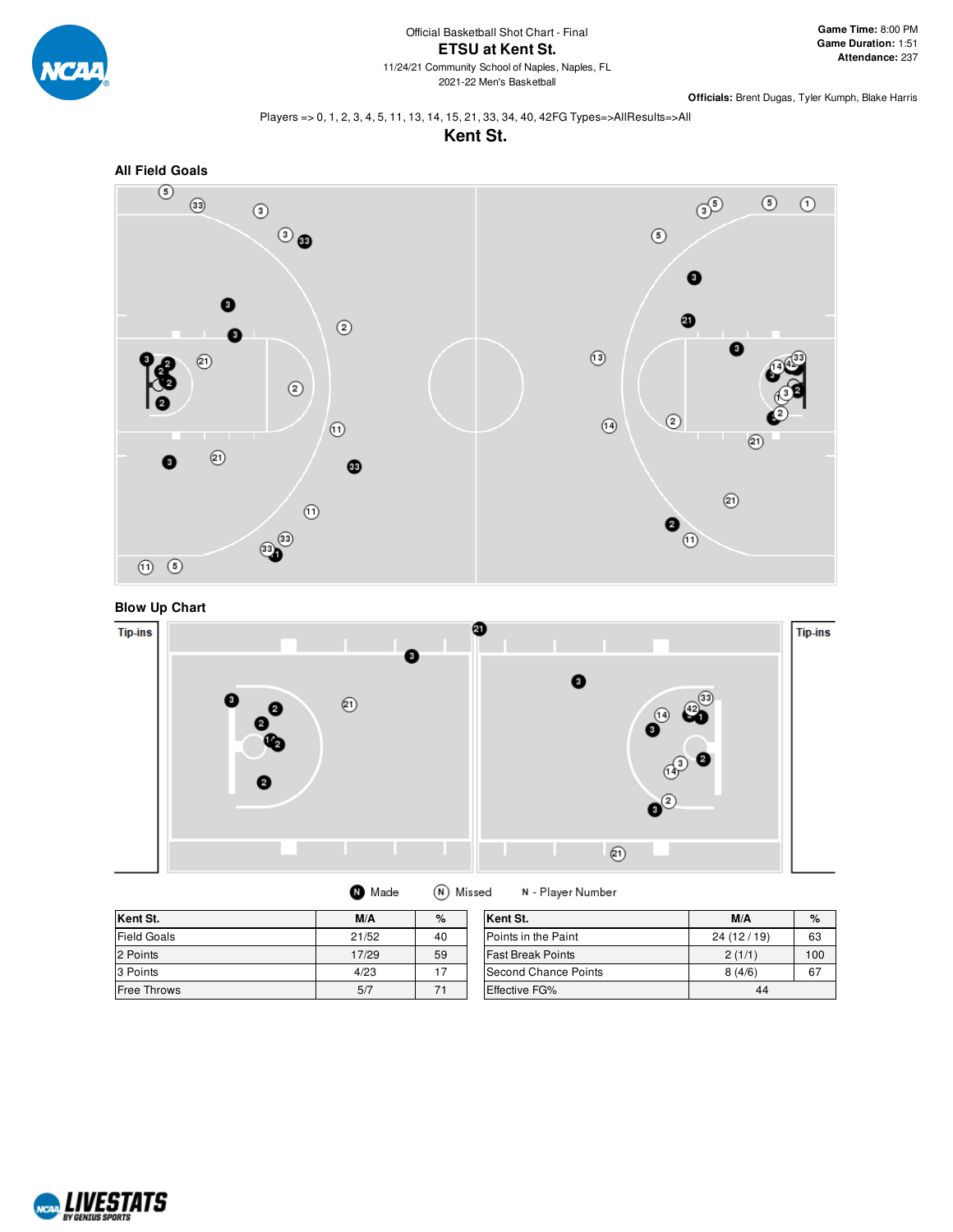Official Basketball Shot Chart - Final

# ETSU at Kent St.

11/24/21 Community School of Naples, Naples, FL

2021-22 Men's Basketball

**Game Time:** 8:00 PM
**Game Duration:** 1:51
**Attendance:** 237

**Officials:** Brent Dugas, Tyler Kumph, Blake Harris

Players => 0, 1, 2, 3, 4, 5, 11, 13, 14, 15, 21, 33, 34, 40, 42FG Types=>AllResults=>All

## Kent St.

### All Field Goals

### Blow Up Chart

Tip-ins

Tip-ins

Made    Missed    N - Player Number

| Kent St. | M/A | % |
|---|---|---|
| Field Goals | 21/52 | 40 |
| 2 Points | 17/29 | 59 |
| 3 Points | 4/23 | 17 |
| Free Throws | 5/7 | 71 |

| Kent St. | M/A | % |
|---|---|---|
| Points in the Paint | 24 (12 / 19) | 63 |
| Fast Break Points | 2 (1/1) | 100 |
| Second Chance Points | 8 (4/6) | 67 |
| Effective FG% | 44 | |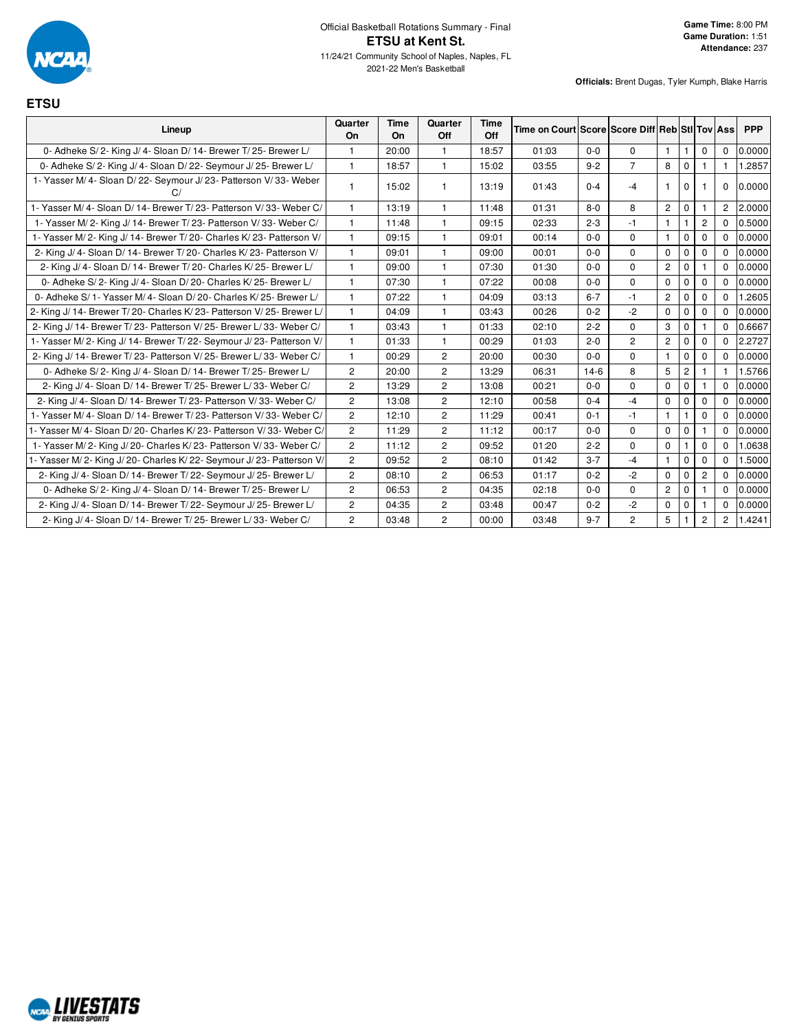Official Basketball Rotations Summary - Final

# ETSU at Kent St.

11/24/21 Community School of Naples, Naples, FL

2021-22 Men's Basketball

**Game Time:** 8:00 PM
**Game Duration:** 1:51
**Attendance:** 237

**Officials:** Brent Dugas, Tyler Kumph, Blake Harris

## ETSU

| Lineup | Quarter On | Time On | Quarter Off | Time Off | Time on Court | Score | Score Diff | Reb | Stl | Tov | Ass | PPP |
|---|---|---|---|---|---|---|---|---|---|---|---|---|
| 0- Adheke S/ 2- King J/ 4- Sloan D/ 14- Brewer T/ 25- Brewer L/ | 1 | 20:00 | 1 | 18:57 | 01:03 | 0-0 | 0 | 1 | 1 | 0 | 0 | 0.0000 |
| 0- Adheke S/ 2- King J/ 4- Sloan D/ 22- Seymour J/ 25- Brewer L/ | 1 | 18:57 | 1 | 15:02 | 03:55 | 9-2 | 7 | 8 | 0 | 1 | 1 | 1.2857 |
| 1- Yasser M/ 4- Sloan D/ 22- Seymour J/ 23- Patterson V/ 33- Weber C/ | 1 | 15:02 | 1 | 13:19 | 01:43 | 0-4 | -4 | 1 | 0 | 1 | 0 | 0.0000 |
| 1- Yasser M/ 4- Sloan D/ 14- Brewer T/ 23- Patterson V/ 33- Weber C/ | 1 | 13:19 | 1 | 11:48 | 01:31 | 8-0 | 8 | 2 | 0 | 1 | 2 | 2.0000 |
| 1- Yasser M/ 2- King J/ 14- Brewer T/ 23- Patterson V/ 33- Weber C/ | 1 | 11:48 | 1 | 09:15 | 02:33 | 2-3 | -1 | 1 | 1 | 2 | 0 | 0.5000 |
| 1- Yasser M/ 2- King J/ 14- Brewer T/ 20- Charles K/ 23- Patterson V/ | 1 | 09:15 | 1 | 09:01 | 00:14 | 0-0 | 0 | 1 | 0 | 0 | 0 | 0.0000 |
| 2- King J/ 4- Sloan D/ 14- Brewer T/ 20- Charles K/ 23- Patterson V/ | 1 | 09:01 | 1 | 09:00 | 00:01 | 0-0 | 0 | 0 | 0 | 0 | 0 | 0.0000 |
| 2- King J/ 4- Sloan D/ 14- Brewer T/ 20- Charles K/ 25- Brewer L/ | 1 | 09:00 | 1 | 07:30 | 01:30 | 0-0 | 0 | 2 | 0 | 1 | 0 | 0.0000 |
| 0- Adheke S/ 2- King J/ 4- Sloan D/ 20- Charles K/ 25- Brewer L/ | 1 | 07:30 | 1 | 07:22 | 00:08 | 0-0 | 0 | 0 | 0 | 0 | 0 | 0.0000 |
| 0- Adheke S/ 1- Yasser M/ 4- Sloan D/ 20- Charles K/ 25- Brewer L/ | 1 | 07:22 | 1 | 04:09 | 03:13 | 6-7 | -1 | 2 | 0 | 0 | 0 | 1.2605 |
| 2- King J/ 14- Brewer T/ 20- Charles K/ 23- Patterson V/ 25- Brewer L/ | 1 | 04:09 | 1 | 03:43 | 00:26 | 0-2 | -2 | 0 | 0 | 0 | 0 | 0.0000 |
| 2- King J/ 14- Brewer T/ 23- Patterson V/ 25- Brewer L/ 33- Weber C/ | 1 | 03:43 | 1 | 01:33 | 02:10 | 2-2 | 0 | 3 | 0 | 1 | 0 | 0.6667 |
| 1- Yasser M/ 2- King J/ 14- Brewer T/ 22- Seymour J/ 23- Patterson V/ | 1 | 01:33 | 1 | 00:29 | 01:03 | 2-0 | 2 | 2 | 0 | 0 | 0 | 2.2727 |
| 2- King J/ 14- Brewer T/ 23- Patterson V/ 25- Brewer L/ 33- Weber C/ | 1 | 00:29 | 2 | 20:00 | 00:30 | 0-0 | 0 | 1 | 0 | 0 | 0 | 0.0000 |
| 0- Adheke S/ 2- King J/ 4- Sloan D/ 14- Brewer T/ 25- Brewer L/ | 2 | 20:00 | 2 | 13:29 | 06:31 | 14-6 | 8 | 5 | 2 | 1 | 1 | 1.5766 |
| 2- King J/ 4- Sloan D/ 14- Brewer T/ 25- Brewer L/ 33- Weber C/ | 2 | 13:29 | 2 | 13:08 | 00:21 | 0-0 | 0 | 0 | 0 | 1 | 0 | 0.0000 |
| 2- King J/ 4- Sloan D/ 14- Brewer T/ 23- Patterson V/ 33- Weber C/ | 2 | 13:08 | 2 | 12:10 | 00:58 | 0-4 | -4 | 0 | 0 | 0 | 0 | 0.0000 |
| 1- Yasser M/ 4- Sloan D/ 14- Brewer T/ 23- Patterson V/ 33- Weber C/ | 2 | 12:10 | 2 | 11:29 | 00:41 | 0-1 | -1 | 1 | 1 | 0 | 0 | 0.0000 |
| 1- Yasser M/ 4- Sloan D/ 20- Charles K/ 23- Patterson V/ 33- Weber C/ | 2 | 11:29 | 2 | 11:12 | 00:17 | 0-0 | 0 | 0 | 0 | 1 | 0 | 0.0000 |
| 1- Yasser M/ 2- King J/ 20- Charles K/ 23- Patterson V/ 33- Weber C/ | 2 | 11:12 | 2 | 09:52 | 01:20 | 2-2 | 0 | 0 | 1 | 0 | 0 | 1.0638 |
| 1- Yasser M/ 2- King J/ 20- Charles K/ 22- Seymour J/ 23- Patterson V/ | 2 | 09:52 | 2 | 08:10 | 01:42 | 3-7 | -4 | 1 | 0 | 0 | 0 | 1.5000 |
| 2- King J/ 4- Sloan D/ 14- Brewer T/ 22- Seymour J/ 25- Brewer L/ | 2 | 08:10 | 2 | 06:53 | 01:17 | 0-2 | -2 | 0 | 0 | 2 | 0 | 0.0000 |
| 0- Adheke S/ 2- King J/ 4- Sloan D/ 14- Brewer T/ 25- Brewer L/ | 2 | 06:53 | 2 | 04:35 | 02:18 | 0-0 | 0 | 2 | 0 | 1 | 0 | 0.0000 |
| 2- King J/ 4- Sloan D/ 14- Brewer T/ 22- Seymour J/ 25- Brewer L/ | 2 | 04:35 | 2 | 03:48 | 00:47 | 0-2 | -2 | 0 | 0 | 1 | 0 | 0.0000 |
| 2- King J/ 4- Sloan D/ 14- Brewer T/ 25- Brewer L/ 33- Weber C/ | 2 | 03:48 | 2 | 00:00 | 03:48 | 9-7 | 2 | 5 | 1 | 2 | 2 | 1.4241 |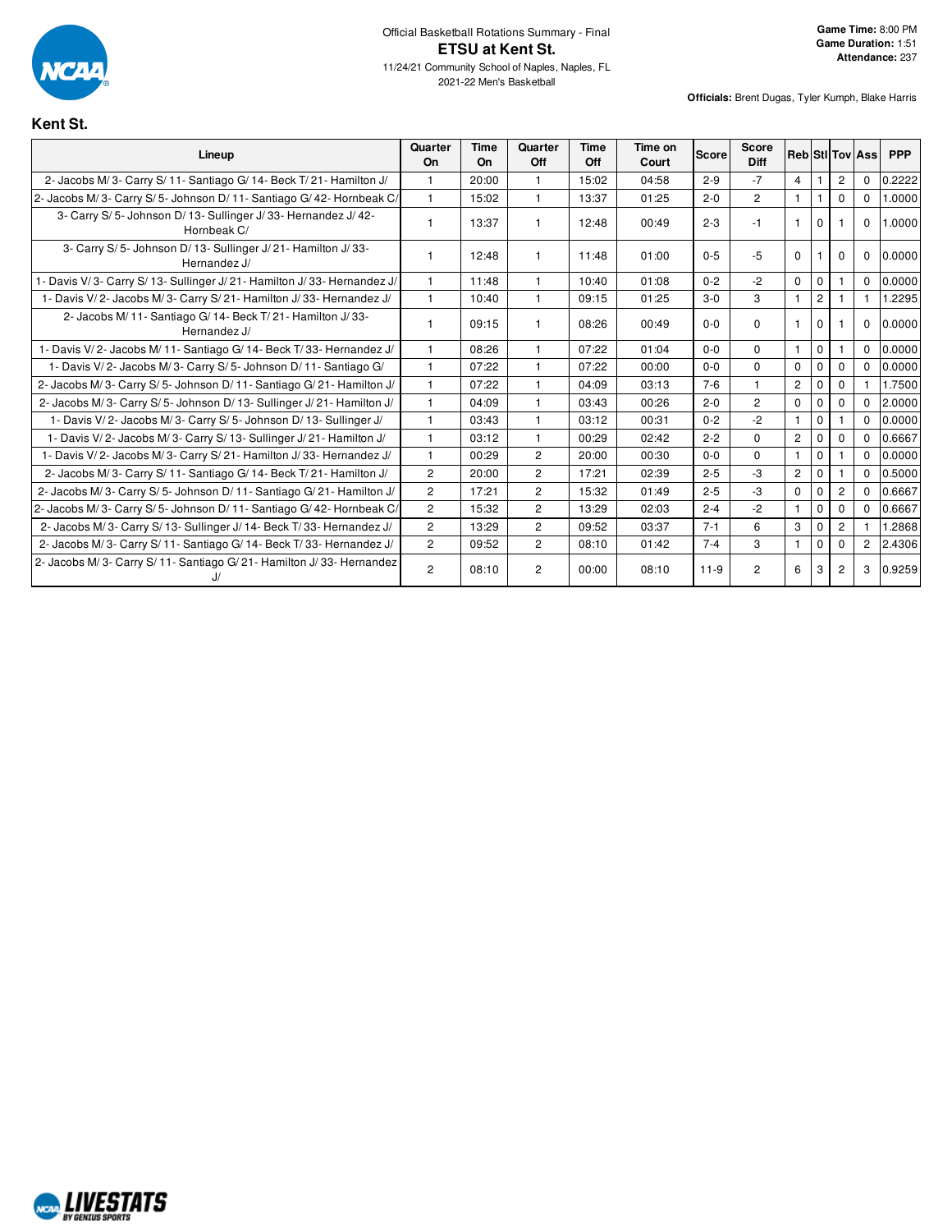Official Basketball Rotations Summary - Final

# ETSU at Kent St.

11/24/21 Community School of Naples, Naples, FL

2021-22 Men's Basketball

**Game Time:** 8:00 PM
**Game Duration:** 1:51
**Attendance:** 237

**Officials:** Brent Dugas, Tyler Kumph, Blake Harris

## Kent St.

| Lineup | Quarter On | Time On | Quarter Off | Time Off | Time on Court | Score | Score Diff | Reb | Stl | Tov | Ass | PPP |
|---|---|---|---|---|---|---|---|---|---|---|---|---|
| 2- Jacobs M/ 3- Carry S/ 11- Santiago G/ 14- Beck T/ 21- Hamilton J/ | 1 | 20:00 | 1 | 15:02 | 04:58 | 2-9 | -7 | 4 | 1 | 2 | 0 | 0.2222 |
| 2- Jacobs M/ 3- Carry S/ 5- Johnson D/ 11- Santiago G/ 42- Hornbeak C/ | 1 | 15:02 | 1 | 13:37 | 01:25 | 2-0 | 2 | 1 | 1 | 0 | 0 | 1.0000 |
| 3- Carry S/ 5- Johnson D/ 13- Sullinger J/ 33- Hernandez J/ 42- Hornbeak C/ | 1 | 13:37 | 1 | 12:48 | 00:49 | 2-3 | -1 | 1 | 0 | 1 | 0 | 1.0000 |
| 3- Carry S/ 5- Johnson D/ 13- Sullinger J/ 21- Hamilton J/ 33- Hernandez J/ | 1 | 12:48 | 1 | 11:48 | 01:00 | 0-5 | -5 | 0 | 1 | 0 | 0 | 0.0000 |
| 1- Davis V/ 3- Carry S/ 13- Sullinger J/ 21- Hamilton J/ 33- Hernandez J/ | 1 | 11:48 | 1 | 10:40 | 01:08 | 0-2 | -2 | 0 | 0 | 1 | 0 | 0.0000 |
| 1- Davis V/ 2- Jacobs M/ 3- Carry S/ 21- Hamilton J/ 33- Hernandez J/ | 1 | 10:40 | 1 | 09:15 | 01:25 | 3-0 | 3 | 1 | 2 | 1 | 1 | 1.2295 |
| 2- Jacobs M/ 11- Santiago G/ 14- Beck T/ 21- Hamilton J/ 33- Hernandez J/ | 1 | 09:15 | 1 | 08:26 | 00:49 | 0-0 | 0 | 1 | 0 | 1 | 0 | 0.0000 |
| 1- Davis V/ 2- Jacobs M/ 11- Santiago G/ 14- Beck T/ 33- Hernandez J/ | 1 | 08:26 | 1 | 07:22 | 01:04 | 0-0 | 0 | 1 | 0 | 1 | 0 | 0.0000 |
| 1- Davis V/ 2- Jacobs M/ 3- Carry S/ 5- Johnson D/ 11- Santiago G/ | 1 | 07:22 | 1 | 07:22 | 00:00 | 0-0 | 0 | 0 | 0 | 0 | 0 | 0.0000 |
| 2- Jacobs M/ 3- Carry S/ 5- Johnson D/ 11- Santiago G/ 21- Hamilton J/ | 1 | 07:22 | 1 | 04:09 | 03:13 | 7-6 | 1 | 2 | 0 | 0 | 1 | 1.7500 |
| 2- Jacobs M/ 3- Carry S/ 5- Johnson D/ 13- Sullinger J/ 21- Hamilton J/ | 1 | 04:09 | 1 | 03:43 | 00:26 | 2-0 | 2 | 0 | 0 | 0 | 0 | 2.0000 |
| 1- Davis V/ 2- Jacobs M/ 3- Carry S/ 5- Johnson D/ 13- Sullinger J/ | 1 | 03:43 | 1 | 03:12 | 00:31 | 0-2 | -2 | 1 | 0 | 1 | 0 | 0.0000 |
| 1- Davis V/ 2- Jacobs M/ 3- Carry S/ 13- Sullinger J/ 21- Hamilton J/ | 1 | 03:12 | 1 | 00:29 | 02:42 | 2-2 | 0 | 2 | 0 | 0 | 0 | 0.6667 |
| 1- Davis V/ 2- Jacobs M/ 3- Carry S/ 21- Hamilton J/ 33- Hernandez J/ | 1 | 00:29 | 2 | 20:00 | 00:30 | 0-0 | 0 | 1 | 0 | 1 | 0 | 0.0000 |
| 2- Jacobs M/ 3- Carry S/ 11- Santiago G/ 14- Beck T/ 21- Hamilton J/ | 2 | 20:00 | 2 | 17:21 | 02:39 | 2-5 | -3 | 2 | 0 | 1 | 0 | 0.5000 |
| 2- Jacobs M/ 3- Carry S/ 5- Johnson D/ 11- Santiago G/ 21- Hamilton J/ | 2 | 17:21 | 2 | 15:32 | 01:49 | 2-5 | -3 | 0 | 0 | 2 | 0 | 0.6667 |
| 2- Jacobs M/ 3- Carry S/ 5- Johnson D/ 11- Santiago G/ 42- Hornbeak C/ | 2 | 15:32 | 2 | 13:29 | 02:03 | 2-4 | -2 | 1 | 0 | 0 | 0 | 0.6667 |
| 2- Jacobs M/ 3- Carry S/ 13- Sullinger J/ 14- Beck T/ 33- Hernandez J/ | 2 | 13:29 | 2 | 09:52 | 03:37 | 7-1 | 6 | 3 | 0 | 2 | 1 | 1.2868 |
| 2- Jacobs M/ 3- Carry S/ 11- Santiago G/ 14- Beck T/ 33- Hernandez J/ | 2 | 09:52 | 2 | 08:10 | 01:42 | 7-4 | 3 | 1 | 0 | 0 | 2 | 2.4306 |
| 2- Jacobs M/ 3- Carry S/ 11- Santiago G/ 21- Hamilton J/ 33- Hernandez J/ | 2 | 08:10 | 2 | 00:00 | 08:10 | 11-9 | 2 | 6 | 3 | 2 | 3 | 0.9259 |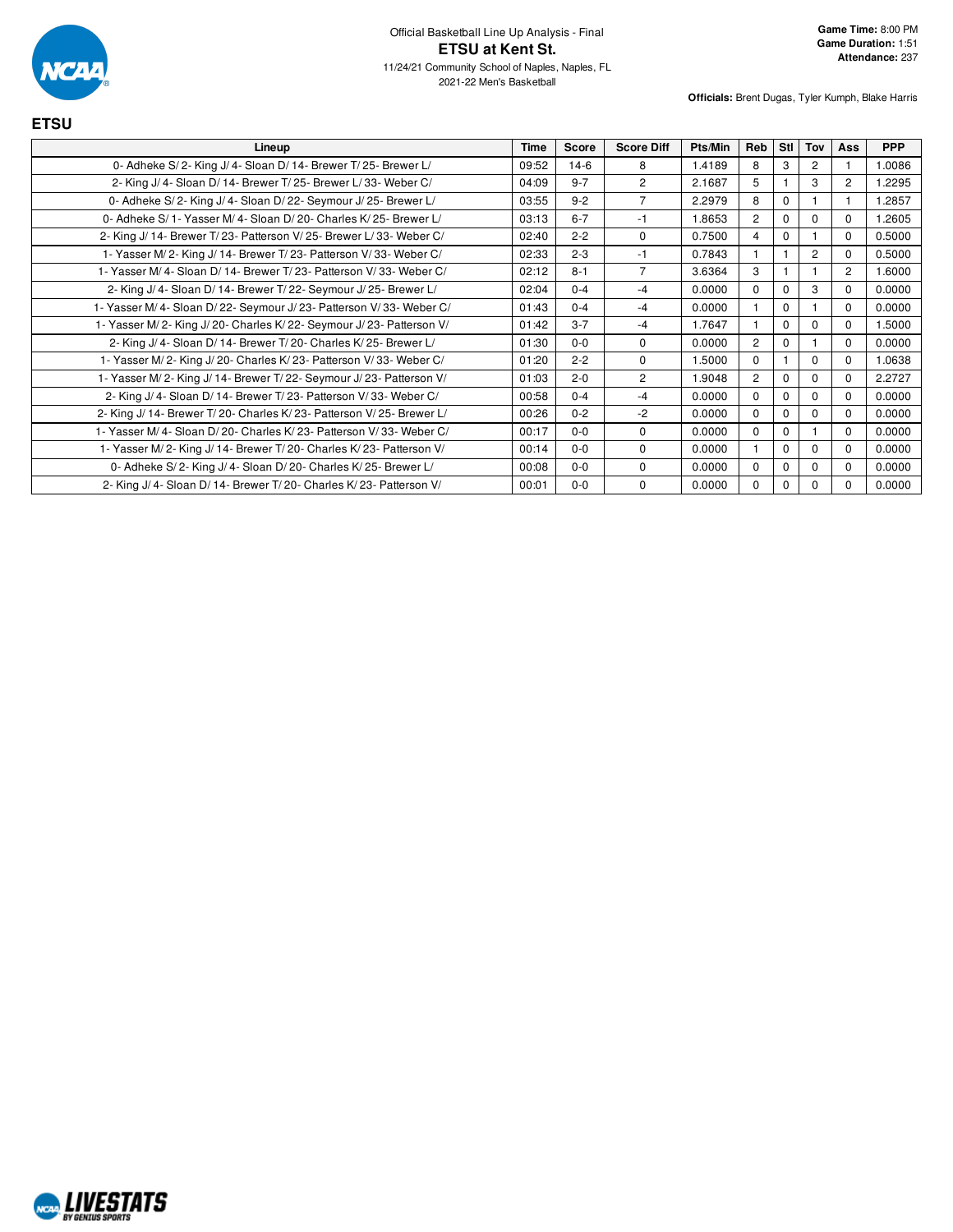Official Basketball Line Up Analysis - Final

# ETSU at Kent St.

11/24/21 Community School of Naples, Naples, FL

2021-22 Men's Basketball

**Game Time:** 8:00 PM
**Game Duration:** 1:51
**Attendance:** 237

**Officials:** Brent Dugas, Tyler Kumph, Blake Harris

## ETSU

| Lineup | Time | Score | Score Diff | Pts/Min | Reb | Stl | Tov | Ass | PPP |
|---|---|---|---|---|---|---|---|---|---|
| 0- Adheke S/ 2- King J/ 4- Sloan D/ 14- Brewer T/ 25- Brewer L/ | 09:52 | 14-6 | 8 | 1.4189 | 8 | 3 | 2 | 1 | 1.0086 |
| 2- King J/ 4- Sloan D/ 14- Brewer T/ 25- Brewer L/ 33- Weber C/ | 04:09 | 9-7 | 2 | 2.1687 | 5 | 1 | 3 | 2 | 1.2295 |
| 0- Adheke S/ 2- King J/ 4- Sloan D/ 22- Seymour J/ 25- Brewer L/ | 03:55 | 9-2 | 7 | 2.2979 | 8 | 0 | 1 | 1 | 1.2857 |
| 0- Adheke S/ 1- Yasser M/ 4- Sloan D/ 20- Charles K/ 25- Brewer L/ | 03:13 | 6-7 | -1 | 1.8653 | 2 | 0 | 0 | 0 | 1.2605 |
| 2- King J/ 14- Brewer T/ 23- Patterson V/ 25- Brewer L/ 33- Weber C/ | 02:40 | 2-2 | 0 | 0.7500 | 4 | 0 | 1 | 0 | 0.5000 |
| 1- Yasser M/ 2- King J/ 14- Brewer T/ 23- Patterson V/ 33- Weber C/ | 02:33 | 2-3 | -1 | 0.7843 | 1 | 1 | 2 | 0 | 0.5000 |
| 1- Yasser M/ 4- Sloan D/ 14- Brewer T/ 23- Patterson V/ 33- Weber C/ | 02:12 | 8-1 | 7 | 3.6364 | 3 | 1 | 1 | 2 | 1.6000 |
| 2- King J/ 4- Sloan D/ 14- Brewer T/ 22- Seymour J/ 25- Brewer L/ | 02:04 | 0-4 | -4 | 0.0000 | 0 | 0 | 3 | 0 | 0.0000 |
| 1- Yasser M/ 4- Sloan D/ 22- Seymour J/ 23- Patterson V/ 33- Weber C/ | 01:43 | 0-4 | -4 | 0.0000 | 1 | 0 | 1 | 0 | 0.0000 |
| 1- Yasser M/ 2- King J/ 20- Charles K/ 22- Seymour J/ 23- Patterson V/ | 01:42 | 3-7 | -4 | 1.7647 | 1 | 0 | 0 | 0 | 1.5000 |
| 2- King J/ 4- Sloan D/ 14- Brewer T/ 20- Charles K/ 25- Brewer L/ | 01:30 | 0-0 | 0 | 0.0000 | 2 | 0 | 1 | 0 | 0.0000 |
| 1- Yasser M/ 2- King J/ 20- Charles K/ 23- Patterson V/ 33- Weber C/ | 01:20 | 2-2 | 0 | 1.5000 | 0 | 1 | 0 | 0 | 1.0638 |
| 1- Yasser M/ 2- King J/ 14- Brewer T/ 22- Seymour J/ 23- Patterson V/ | 01:03 | 2-0 | 2 | 1.9048 | 2 | 0 | 0 | 0 | 2.2727 |
| 2- King J/ 4- Sloan D/ 14- Brewer T/ 23- Patterson V/ 33- Weber C/ | 00:58 | 0-4 | -4 | 0.0000 | 0 | 0 | 0 | 0 | 0.0000 |
| 2- King J/ 14- Brewer T/ 20- Charles K/ 23- Patterson V/ 25- Brewer L/ | 00:26 | 0-2 | -2 | 0.0000 | 0 | 0 | 0 | 0 | 0.0000 |
| 1- Yasser M/ 4- Sloan D/ 20- Charles K/ 23- Patterson V/ 33- Weber C/ | 00:17 | 0-0 | 0 | 0.0000 | 0 | 0 | 1 | 0 | 0.0000 |
| 1- Yasser M/ 2- King J/ 14- Brewer T/ 20- Charles K/ 23- Patterson V/ | 00:14 | 0-0 | 0 | 0.0000 | 1 | 0 | 0 | 0 | 0.0000 |
| 0- Adheke S/ 2- King J/ 4- Sloan D/ 20- Charles K/ 25- Brewer L/ | 00:08 | 0-0 | 0 | 0.0000 | 0 | 0 | 0 | 0 | 0.0000 |
| 2- King J/ 4- Sloan D/ 14- Brewer T/ 20- Charles K/ 23- Patterson V/ | 00:01 | 0-0 | 0 | 0.0000 | 0 | 0 | 0 | 0 | 0.0000 |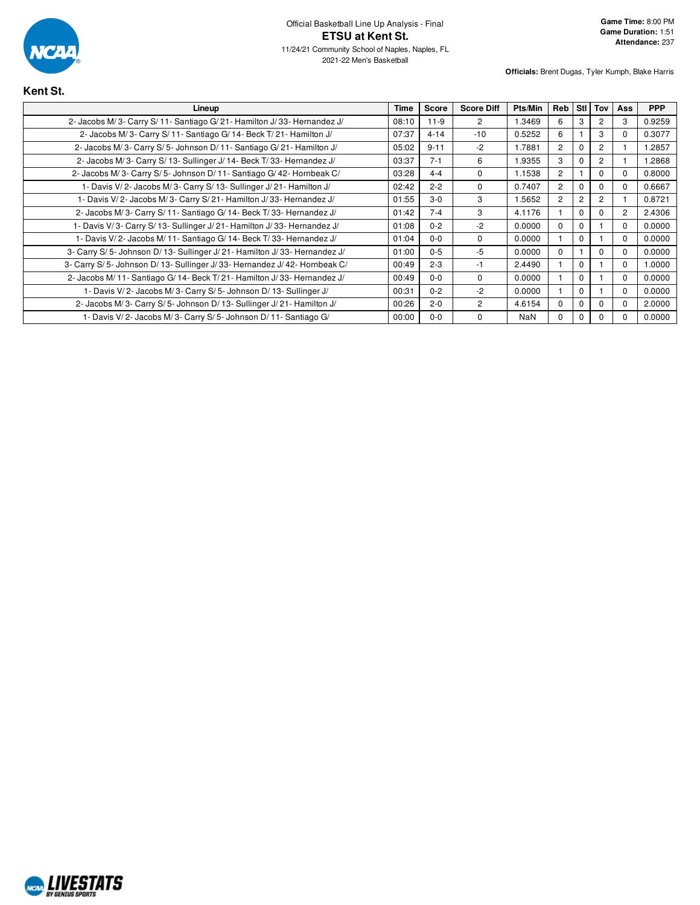Official Basketball Line Up Analysis - Final

# ETSU at Kent St.

11/24/21 Community School of Naples, Naples, FL

2021-22 Men's Basketball

**Game Time:** 8:00 PM
**Game Duration:** 1:51
**Attendance:** 237

**Officials:** Brent Dugas, Tyler Kumph, Blake Harris

## Kent St.

| Lineup | Time | Score | Score Diff | Pts/Min | Reb | Stl | Tov | Ass | PPP |
|---|---|---|---|---|---|---|---|---|---|
| 2- Jacobs M/ 3- Carry S/ 11- Santiago G/ 21- Hamilton J/ 33- Hernandez J/ | 08:10 | 11-9 | 2 | 1.3469 | 6 | 3 | 2 | 3 | 0.9259 |
| 2- Jacobs M/ 3- Carry S/ 11- Santiago G/ 14- Beck T/ 21- Hamilton J/ | 07:37 | 4-14 | -10 | 0.5252 | 6 | 1 | 3 | 0 | 0.3077 |
| 2- Jacobs M/ 3- Carry S/ 5- Johnson D/ 11- Santiago G/ 21- Hamilton J/ | 05:02 | 9-11 | -2 | 1.7881 | 2 | 0 | 2 | 1 | 1.2857 |
| 2- Jacobs M/ 3- Carry S/ 13- Sullinger J/ 14- Beck T/ 33- Hernandez J/ | 03:37 | 7-1 | 6 | 1.9355 | 3 | 0 | 2 | 1 | 1.2868 |
| 2- Jacobs M/ 3- Carry S/ 5- Johnson D/ 11- Santiago G/ 42- Hornbeak C/ | 03:28 | 4-4 | 0 | 1.1538 | 2 | 1 | 0 | 0 | 0.8000 |
| 1- Davis V/ 2- Jacobs M/ 3- Carry S/ 13- Sullinger J/ 21- Hamilton J/ | 02:42 | 2-2 | 0 | 0.7407 | 2 | 0 | 0 | 0 | 0.6667 |
| 1- Davis V/ 2- Jacobs M/ 3- Carry S/ 21- Hamilton J/ 33- Hernandez J/ | 01:55 | 3-0 | 3 | 1.5652 | 2 | 2 | 2 | 1 | 0.8721 |
| 2- Jacobs M/ 3- Carry S/ 11- Santiago G/ 14- Beck T/ 33- Hernandez J/ | 01:42 | 7-4 | 3 | 4.1176 | 1 | 0 | 0 | 2 | 2.4306 |
| 1- Davis V/ 3- Carry S/ 13- Sullinger J/ 21- Hamilton J/ 33- Hernandez J/ | 01:08 | 0-2 | -2 | 0.0000 | 0 | 0 | 1 | 0 | 0.0000 |
| 1- Davis V/ 2- Jacobs M/ 11- Santiago G/ 14- Beck T/ 33- Hernandez J/ | 01:04 | 0-0 | 0 | 0.0000 | 1 | 0 | 1 | 0 | 0.0000 |
| 3- Carry S/ 5- Johnson D/ 13- Sullinger J/ 21- Hamilton J/ 33- Hernandez J/ | 01:00 | 0-5 | -5 | 0.0000 | 0 | 1 | 0 | 0 | 0.0000 |
| 3- Carry S/ 5- Johnson D/ 13- Sullinger J/ 33- Hernandez J/ 42- Hornbeak C/ | 00:49 | 2-3 | -1 | 2.4490 | 1 | 0 | 1 | 0 | 1.0000 |
| 2- Jacobs M/ 11- Santiago G/ 14- Beck T/ 21- Hamilton J/ 33- Hernandez J/ | 00:49 | 0-0 | 0 | 0.0000 | 1 | 0 | 1 | 0 | 0.0000 |
| 1- Davis V/ 2- Jacobs M/ 3- Carry S/ 5- Johnson D/ 13- Sullinger J/ | 00:31 | 0-2 | -2 | 0.0000 | 1 | 0 | 1 | 0 | 0.0000 |
| 2- Jacobs M/ 3- Carry S/ 5- Johnson D/ 13- Sullinger J/ 21- Hamilton J/ | 00:26 | 2-0 | 2 | 4.6154 | 0 | 0 | 0 | 0 | 2.0000 |
| 1- Davis V/ 2- Jacobs M/ 3- Carry S/ 5- Johnson D/ 11- Santiago G/ | 00:00 | 0-0 | 0 | NaN | 0 | 0 | 0 | 0 | 0.0000 |